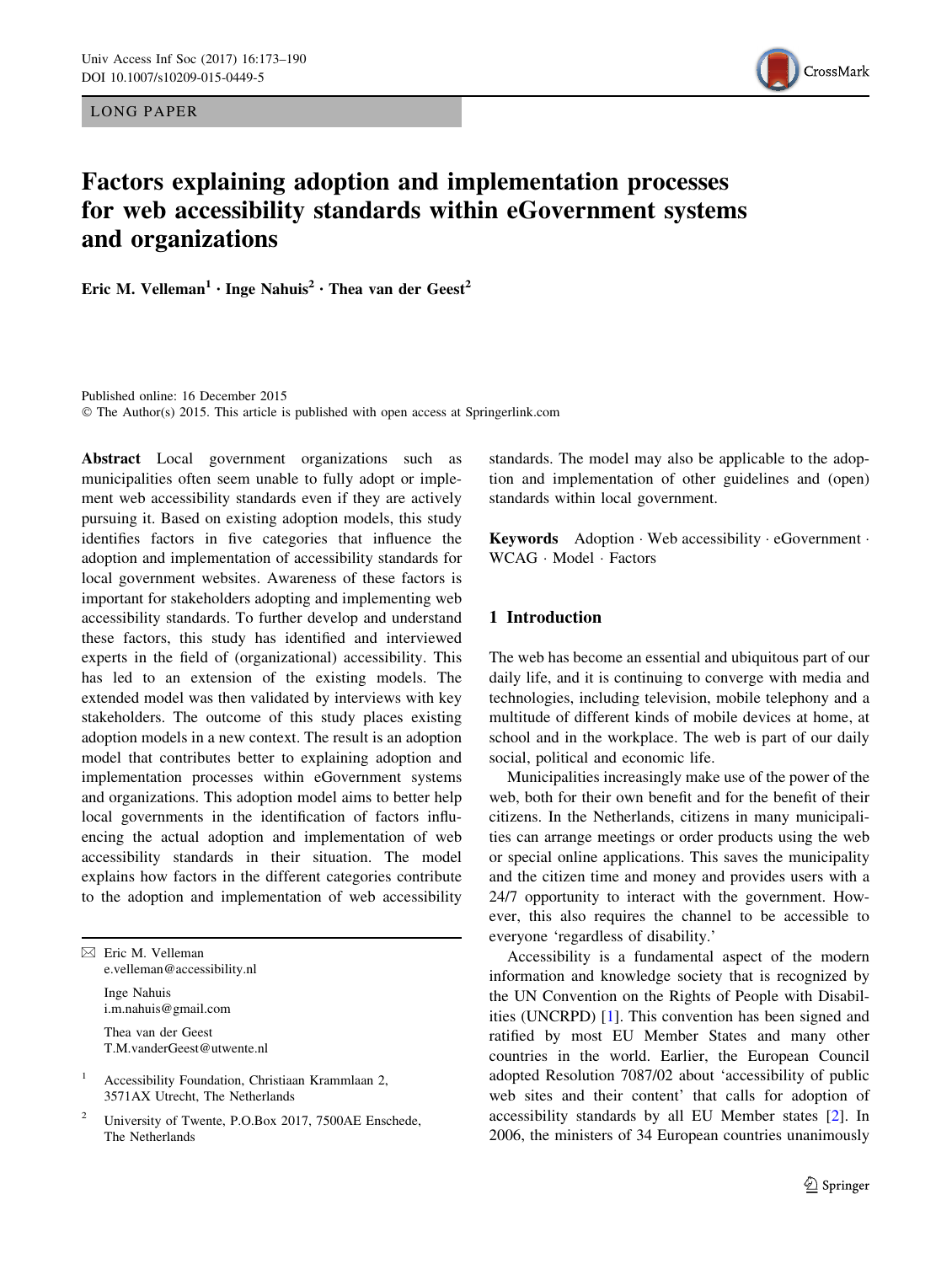LONG PAPER

# Factors explaining adoption and implementation processes for web accessibility standards within eGovernment systems and organizations

**Eric M. Velleman[1] · Inge Nahuis[2] · Thea van der Geest[2]**

Published online: 16 December 2015
© The Author(s) 2015. This article is published with open access at Springerlink.com

**Abstract** Local government organizations such as municipalities often seem unable to fully adopt or implement web accessibility standards even if they are actively pursuing it. Based on existing adoption models, this study identifies factors in five categories that influence the adoption and implementation of accessibility standards for local government websites. Awareness of these factors is important for stakeholders adopting and implementing web accessibility standards. To further develop and understand these factors, this study has identified and interviewed experts in the field of (organizational) accessibility. This has led to an extension of the existing models. The extended model was then validated by interviews with key stakeholders. The outcome of this study places existing adoption models in a new context. The result is an adoption model that contributes better to explaining adoption and implementation processes within eGovernment systems and organizations. This adoption model aims to better help local governments in the identification of factors influencing the actual adoption and implementation of web accessibility standards in their situation. The model explains how factors in the different categories contribute to the adoption and implementation of web accessibility standards. The model may also be applicable to the adoption and implementation of other guidelines and (open) standards within local government.

**Keywords** Adoption · Web accessibility · eGovernment · WCAG · Model · Factors

✉ Eric M. Velleman
e.velleman@accessibility.nl

Inge Nahuis
i.m.nahuis@gmail.com

Thea van der Geest
T.M.vanderGeest@utwente.nl

[1] Accessibility Foundation, Christiaan Krammlaan 2, 3571AX Utrecht, The Netherlands

[2] University of Twente, P.O.Box 2017, 7500AE Enschede, The Netherlands

## 1 Introduction

The web has become an essential and ubiquitous part of our daily life, and it is continuing to converge with media and technologies, including television, mobile telephony and a multitude of different kinds of mobile devices at home, at school and in the workplace. The web is part of our daily social, political and economic life.

Municipalities increasingly make use of the power of the web, both for their own benefit and for the benefit of their citizens. In the Netherlands, citizens in many municipalities can arrange meetings or order products using the web or special online applications. This saves the municipality and the citizen time and money and provides users with a 24/7 opportunity to interact with the government. However, this also requires the channel to be accessible to everyone 'regardless of disability.'

Accessibility is a fundamental aspect of the modern information and knowledge society that is recognized by the UN Convention on the Rights of People with Disabilities (UNCRPD) [1]. This convention has been signed and ratified by most EU Member States and many other countries in the world. Earlier, the European Council adopted Resolution 7087/02 about 'accessibility of public web sites and their content' that calls for adoption of accessibility standards by all EU Member states [2]. In 2006, the ministers of 34 European countries unanimously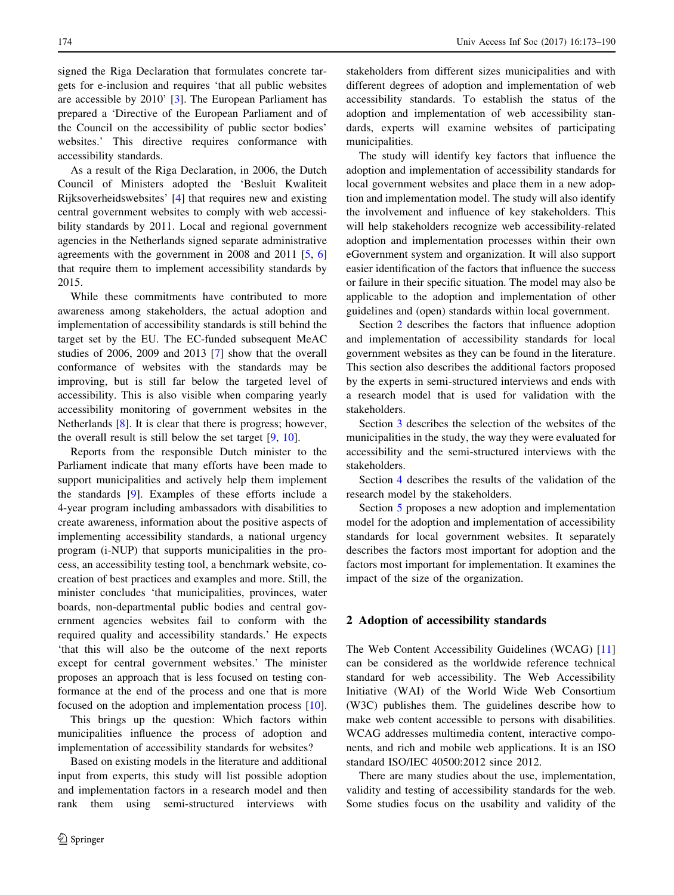signed the Riga Declaration that formulates concrete targets for e-inclusion and requires 'that all public websites are accessible by 2010' [3]. The European Parliament has prepared a 'Directive of the European Parliament and of the Council on the accessibility of public sector bodies' websites.' This directive requires conformance with accessibility standards.

As a result of the Riga Declaration, in 2006, the Dutch Council of Ministers adopted the 'Besluit Kwaliteit Rijksoverheidswebsites' [4] that requires new and existing central government websites to comply with web accessibility standards by 2011. Local and regional government agencies in the Netherlands signed separate administrative agreements with the government in 2008 and 2011 [5, 6] that require them to implement accessibility standards by 2015.

While these commitments have contributed to more awareness among stakeholders, the actual adoption and implementation of accessibility standards is still behind the target set by the EU. The EC-funded subsequent MeAC studies of 2006, 2009 and 2013 [7] show that the overall conformance of websites with the standards may be improving, but is still far below the targeted level of accessibility. This is also visible when comparing yearly accessibility monitoring of government websites in the Netherlands [8]. It is clear that there is progress; however, the overall result is still below the set target [9, 10].

Reports from the responsible Dutch minister to the Parliament indicate that many efforts have been made to support municipalities and actively help them implement the standards [9]. Examples of these efforts include a 4-year program including ambassadors with disabilities to create awareness, information about the positive aspects of implementing accessibility standards, a national urgency program (i-NUP) that supports municipalities in the process, an accessibility testing tool, a benchmark website, co-creation of best practices and examples and more. Still, the minister concludes 'that municipalities, provinces, water boards, non-departmental public bodies and central government agencies websites fail to conform with the required quality and accessibility standards.' He expects 'that this will also be the outcome of the next reports except for central government websites.' The minister proposes an approach that is less focused on testing conformance at the end of the process and one that is more focused on the adoption and implementation process [10].

This brings up the question: Which factors within municipalities influence the process of adoption and implementation of accessibility standards for websites?

Based on existing models in the literature and additional input from experts, this study will list possible adoption and implementation factors in a research model and then rank them using semi-structured interviews with stakeholders from different sizes municipalities and with different degrees of adoption and implementation of web accessibility standards. To establish the status of the adoption and implementation of web accessibility standards, experts will examine websites of participating municipalities.

The study will identify key factors that influence the adoption and implementation of accessibility standards for local government websites and place them in a new adoption and implementation model. The study will also identify the involvement and influence of key stakeholders. This will help stakeholders recognize web accessibility-related adoption and implementation processes within their own eGovernment system and organization. It will also support easier identification of the factors that influence the success or failure in their specific situation. The model may also be applicable to the adoption and implementation of other guidelines and (open) standards within local government.

Section 2 describes the factors that influence adoption and implementation of accessibility standards for local government websites as they can be found in the literature. This section also describes the additional factors proposed by the experts in semi-structured interviews and ends with a research model that is used for validation with the stakeholders.

Section 3 describes the selection of the websites of the municipalities in the study, the way they were evaluated for accessibility and the semi-structured interviews with the stakeholders.

Section 4 describes the results of the validation of the research model by the stakeholders.

Section 5 proposes a new adoption and implementation model for the adoption and implementation of accessibility standards for local government websites. It separately describes the factors most important for adoption and the factors most important for implementation. It examines the impact of the size of the organization.

## 2 Adoption of accessibility standards

The Web Content Accessibility Guidelines (WCAG) [11] can be considered as the worldwide reference technical standard for web accessibility. The Web Accessibility Initiative (WAI) of the World Wide Web Consortium (W3C) publishes them. The guidelines describe how to make web content accessible to persons with disabilities. WCAG addresses multimedia content, interactive components, and rich and mobile web applications. It is an ISO standard ISO/IEC 40500:2012 since 2012.

There are many studies about the use, implementation, validity and testing of accessibility standards for the web. Some studies focus on the usability and validity of the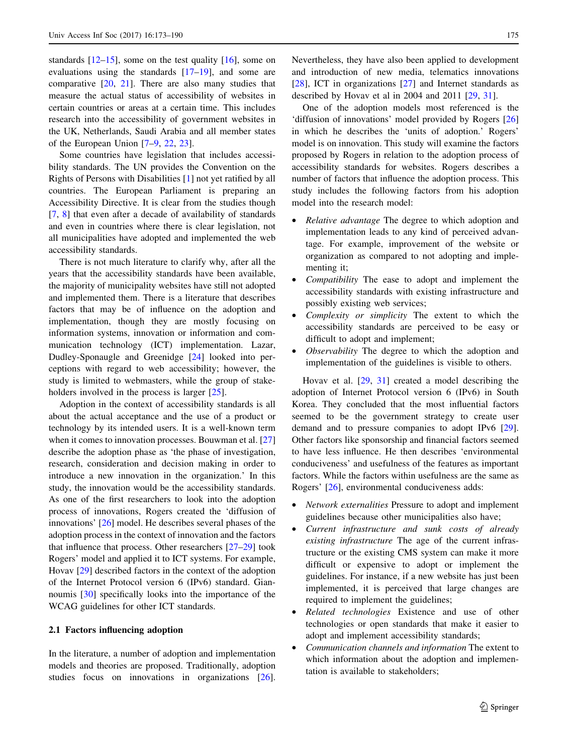standards [12–15], some on the test quality [16], some on evaluations using the standards [17–19], and some are comparative [20, 21]. There are also many studies that measure the actual status of accessibility of websites in certain countries or areas at a certain time. This includes research into the accessibility of government websites in the UK, Netherlands, Saudi Arabia and all member states of the European Union [7–9, 22, 23].

Some countries have legislation that includes accessibility standards. The UN provides the Convention on the Rights of Persons with Disabilities [1] not yet ratified by all countries. The European Parliament is preparing an Accessibility Directive. It is clear from the studies though [7, 8] that even after a decade of availability of standards and even in countries where there is clear legislation, not all municipalities have adopted and implemented the web accessibility standards.

There is not much literature to clarify why, after all the years that the accessibility standards have been available, the majority of municipality websites have still not adopted and implemented them. There is a literature that describes factors that may be of influence on the adoption and implementation, though they are mostly focusing on information systems, innovation or information and communication technology (ICT) implementation. Lazar, Dudley-Sponaugle and Greenidge [24] looked into perceptions with regard to web accessibility; however, the study is limited to webmasters, while the group of stakeholders involved in the process is larger [25].

Adoption in the context of accessibility standards is all about the actual acceptance and the use of a product or technology by its intended users. It is a well-known term when it comes to innovation processes. Bouwman et al. [27] describe the adoption phase as 'the phase of investigation, research, consideration and decision making in order to introduce a new innovation in the organization.' In this study, the innovation would be the accessibility standards. As one of the first researchers to look into the adoption process of innovations, Rogers created the 'diffusion of innovations' [26] model. He describes several phases of the adoption process in the context of innovation and the factors that influence that process. Other researchers [27–29] took Rogers' model and applied it to ICT systems. For example, Hovav [29] described factors in the context of the adoption of the Internet Protocol version 6 (IPv6) standard. Giannoumis [30] specifically looks into the importance of the WCAG guidelines for other ICT standards.

### 2.1 Factors influencing adoption

In the literature, a number of adoption and implementation models and theories are proposed. Traditionally, adoption studies focus on innovations in organizations [26]. Nevertheless, they have also been applied to development and introduction of new media, telematics innovations [28], ICT in organizations [27] and Internet standards as described by Hovav et al in 2004 and 2011 [29, 31].

One of the adoption models most referenced is the 'diffusion of innovations' model provided by Rogers [26] in which he describes the 'units of adoption.' Rogers' model is on innovation. This study will examine the factors proposed by Rogers in relation to the adoption process of accessibility standards for websites. Rogers describes a number of factors that influence the adoption process. This study includes the following factors from his adoption model into the research model:

- *Relative advantage* The degree to which adoption and implementation leads to any kind of perceived advantage. For example, improvement of the website or organization as compared to not adopting and implementing it;
- *Compatibility* The ease to adopt and implement the accessibility standards with existing infrastructure and possibly existing web services;
- *Complexity or simplicity* The extent to which the accessibility standards are perceived to be easy or difficult to adopt and implement;
- *Observability* The degree to which the adoption and implementation of the guidelines is visible to others.

Hovav et al. [29, 31] created a model describing the adoption of Internet Protocol version 6 (IPv6) in South Korea. They concluded that the most influential factors seemed to be the government strategy to create user demand and to pressure companies to adopt IPv6 [29]. Other factors like sponsorship and financial factors seemed to have less influence. He then describes 'environmental conduciveness' and usefulness of the features as important factors. While the factors within usefulness are the same as Rogers' [26], environmental conduciveness adds:

- *Network externalities* Pressure to adopt and implement guidelines because other municipalities also have;
- *Current infrastructure and sunk costs of already existing infrastructure* The age of the current infrastructure or the existing CMS system can make it more difficult or expensive to adopt or implement the guidelines. For instance, if a new website has just been implemented, it is perceived that large changes are required to implement the guidelines;
- *Related technologies* Existence and use of other technologies or open standards that make it easier to adopt and implement accessibility standards;
- *Communication channels and information* The extent to which information about the adoption and implementation is available to stakeholders;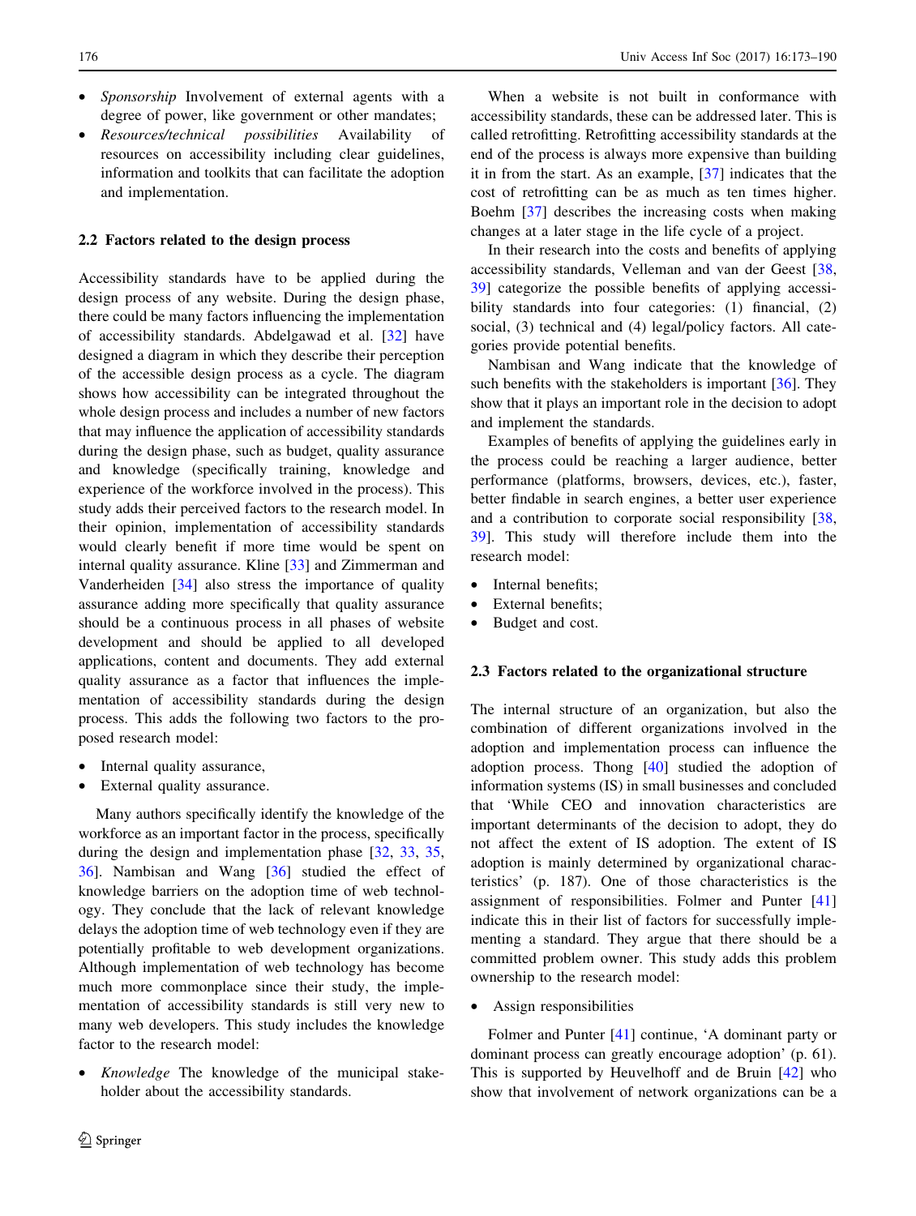- *Sponsorship* Involvement of external agents with a degree of power, like government or other mandates;
- *Resources/technical possibilities* Availability of resources on accessibility including clear guidelines, information and toolkits that can facilitate the adoption and implementation.

### 2.2 Factors related to the design process

Accessibility standards have to be applied during the design process of any website. During the design phase, there could be many factors influencing the implementation of accessibility standards. Abdelgawad et al. [32] have designed a diagram in which they describe their perception of the accessible design process as a cycle. The diagram shows how accessibility can be integrated throughout the whole design process and includes a number of new factors that may influence the application of accessibility standards during the design phase, such as budget, quality assurance and knowledge (specifically training, knowledge and experience of the workforce involved in the process). This study adds their perceived factors to the research model. In their opinion, implementation of accessibility standards would clearly benefit if more time would be spent on internal quality assurance. Kline [33] and Zimmerman and Vanderheiden [34] also stress the importance of quality assurance adding more specifically that quality assurance should be a continuous process in all phases of website development and should be applied to all developed applications, content and documents. They add external quality assurance as a factor that influences the implementation of accessibility standards during the design process. This adds the following two factors to the proposed research model:

- Internal quality assurance,
- External quality assurance.

Many authors specifically identify the knowledge of the workforce as an important factor in the process, specifically during the design and implementation phase [32, 33, 35, 36]. Nambisan and Wang [36] studied the effect of knowledge barriers on the adoption time of web technology. They conclude that the lack of relevant knowledge delays the adoption time of web technology even if they are potentially profitable to web development organizations. Although implementation of web technology has become much more commonplace since their study, the implementation of accessibility standards is still very new to many web developers. This study includes the knowledge factor to the research model:

- *Knowledge* The knowledge of the municipal stakeholder about the accessibility standards.

When a website is not built in conformance with accessibility standards, these can be addressed later. This is called retrofitting. Retrofitting accessibility standards at the end of the process is always more expensive than building it in from the start. As an example, [37] indicates that the cost of retrofitting can be as much as ten times higher. Boehm [37] describes the increasing costs when making changes at a later stage in the life cycle of a project.

In their research into the costs and benefits of applying accessibility standards, Velleman and van der Geest [38, 39] categorize the possible benefits of applying accessibility standards into four categories: (1) financial, (2) social, (3) technical and (4) legal/policy factors. All categories provide potential benefits.

Nambisan and Wang indicate that the knowledge of such benefits with the stakeholders is important [36]. They show that it plays an important role in the decision to adopt and implement the standards.

Examples of benefits of applying the guidelines early in the process could be reaching a larger audience, better performance (platforms, browsers, devices, etc.), faster, better findable in search engines, a better user experience and a contribution to corporate social responsibility [38, 39]. This study will therefore include them into the research model:

- Internal benefits;
- External benefits;
- Budget and cost.

### 2.3 Factors related to the organizational structure

The internal structure of an organization, but also the combination of different organizations involved in the adoption and implementation process can influence the adoption process. Thong [40] studied the adoption of information systems (IS) in small businesses and concluded that 'While CEO and innovation characteristics are important determinants of the decision to adopt, they do not affect the extent of IS adoption. The extent of IS adoption is mainly determined by organizational characteristics' (p. 187). One of those characteristics is the assignment of responsibilities. Folmer and Punter [41] indicate this in their list of factors for successfully implementing a standard. They argue that there should be a committed problem owner. This study adds this problem ownership to the research model:

- Assign responsibilities

Folmer and Punter [41] continue, 'A dominant party or dominant process can greatly encourage adoption' (p. 61). This is supported by Heuvelhoff and de Bruin [42] who show that involvement of network organizations can be a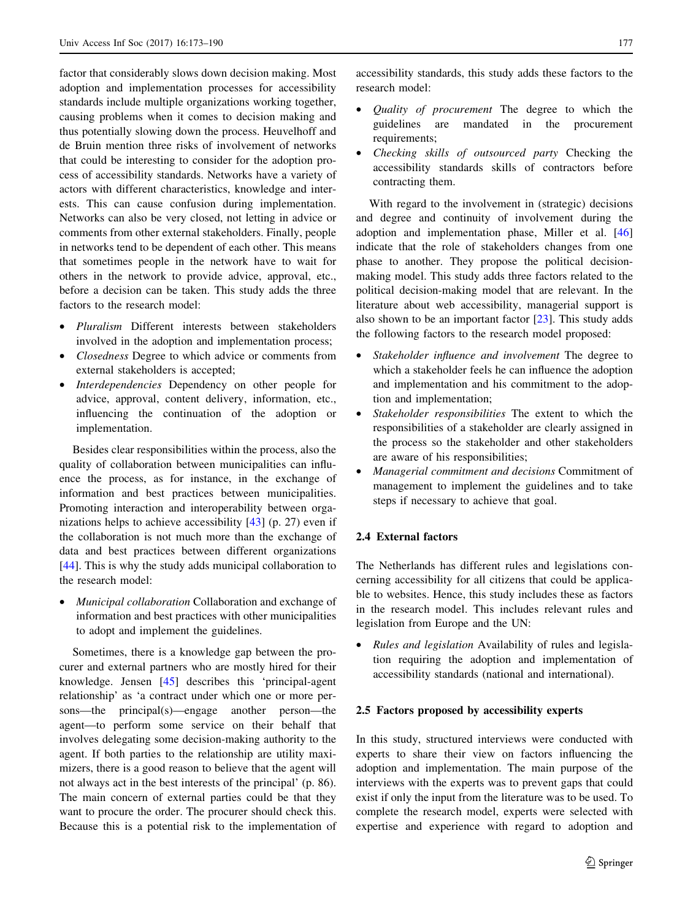factor that considerably slows down decision making. Most adoption and implementation processes for accessibility standards include multiple organizations working together, causing problems when it comes to decision making and thus potentially slowing down the process. Heuvelhoff and de Bruin mention three risks of involvement of networks that could be interesting to consider for the adoption process of accessibility standards. Networks have a variety of actors with different characteristics, knowledge and interests. This can cause confusion during implementation. Networks can also be very closed, not letting in advice or comments from other external stakeholders. Finally, people in networks tend to be dependent of each other. This means that sometimes people in the network have to wait for others in the network to provide advice, approval, etc., before a decision can be taken. This study adds the three factors to the research model:

- *Pluralism* Different interests between stakeholders involved in the adoption and implementation process;
- *Closedness* Degree to which advice or comments from external stakeholders is accepted;
- *Interdependencies* Dependency on other people for advice, approval, content delivery, information, etc., influencing the continuation of the adoption or implementation.

Besides clear responsibilities within the process, also the quality of collaboration between municipalities can influence the process, as for instance, in the exchange of information and best practices between municipalities. Promoting interaction and interoperability between organizations helps to achieve accessibility [43] (p. 27) even if the collaboration is not much more than the exchange of data and best practices between different organizations [44]. This is why the study adds municipal collaboration to the research model:

- *Municipal collaboration* Collaboration and exchange of information and best practices with other municipalities to adopt and implement the guidelines.

Sometimes, there is a knowledge gap between the procurer and external partners who are mostly hired for their knowledge. Jensen [45] describes this 'principal-agent relationship' as 'a contract under which one or more persons—the principal(s)—engage another person—the agent—to perform some service on their behalf that involves delegating some decision-making authority to the agent. If both parties to the relationship are utility maximizers, there is a good reason to believe that the agent will not always act in the best interests of the principal' (p. 86). The main concern of external parties could be that they want to procure the order. The procurer should check this. Because this is a potential risk to the implementation of accessibility standards, this study adds these factors to the research model:

- *Quality of procurement* The degree to which the guidelines are mandated in the procurement requirements;
- *Checking skills of outsourced party* Checking the accessibility standards skills of contractors before contracting them.

With regard to the involvement in (strategic) decisions and degree and continuity of involvement during the adoption and implementation phase, Miller et al. [46] indicate that the role of stakeholders changes from one phase to another. They propose the political decision-making model. This study adds three factors related to the political decision-making model that are relevant. In the literature about web accessibility, managerial support is also shown to be an important factor [23]. This study adds the following factors to the research model proposed:

- *Stakeholder influence and involvement* The degree to which a stakeholder feels he can influence the adoption and implementation and his commitment to the adoption and implementation;
- *Stakeholder responsibilities* The extent to which the responsibilities of a stakeholder are clearly assigned in the process so the stakeholder and other stakeholders are aware of his responsibilities;
- *Managerial commitment and decisions* Commitment of management to implement the guidelines and to take steps if necessary to achieve that goal.

### 2.4 External factors

The Netherlands has different rules and legislations concerning accessibility for all citizens that could be applicable to websites. Hence, this study includes these as factors in the research model. This includes relevant rules and legislation from Europe and the UN:

- *Rules and legislation* Availability of rules and legislation requiring the adoption and implementation of accessibility standards (national and international).

### 2.5 Factors proposed by accessibility experts

In this study, structured interviews were conducted with experts to share their view on factors influencing the adoption and implementation. The main purpose of the interviews with the experts was to prevent gaps that could exist if only the input from the literature was to be used. To complete the research model, experts were selected with expertise and experience with regard to adoption and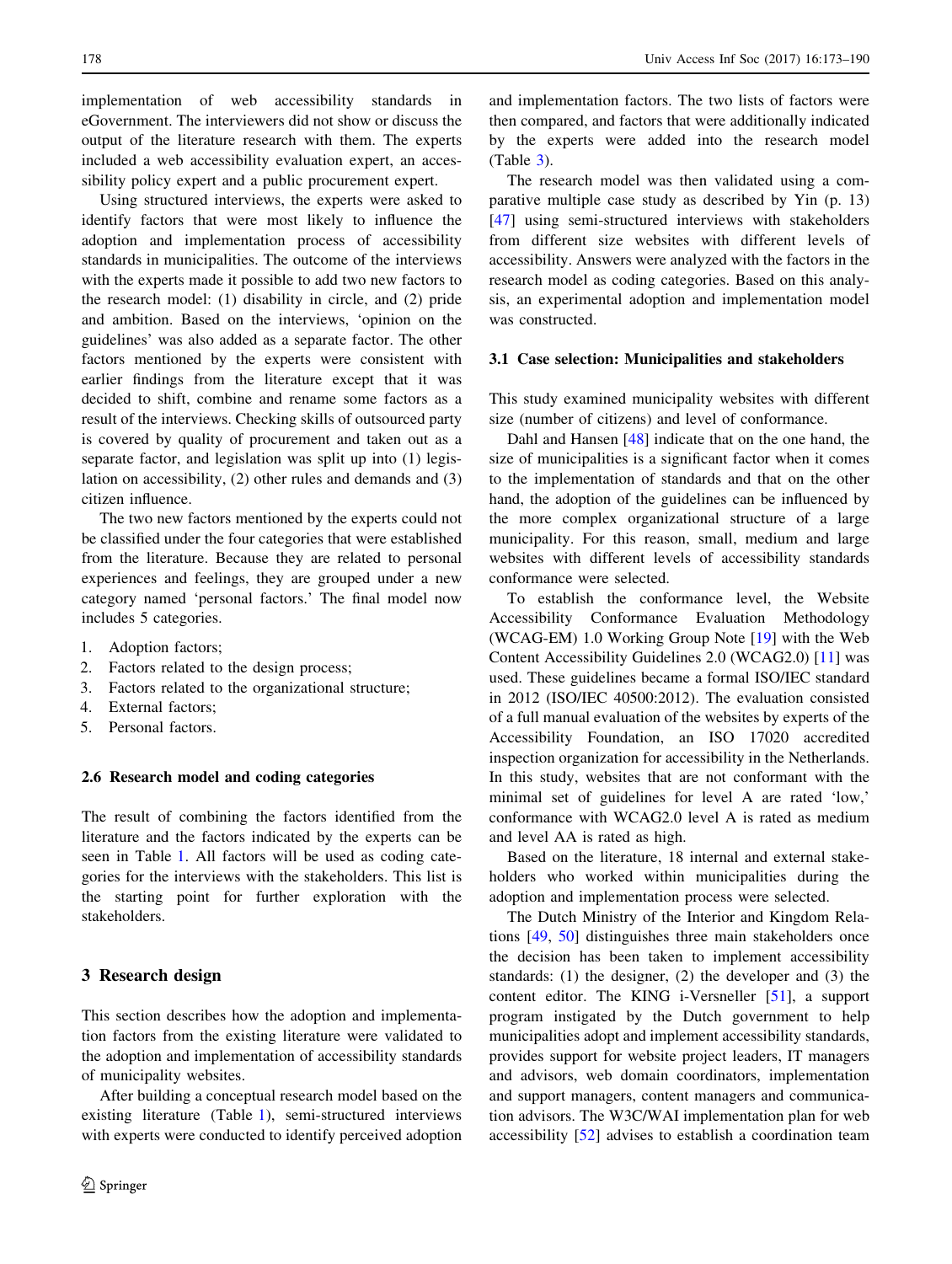implementation of web accessibility standards in eGovernment. The interviewers did not show or discuss the output of the literature research with them. The experts included a web accessibility evaluation expert, an accessibility policy expert and a public procurement expert.

Using structured interviews, the experts were asked to identify factors that were most likely to influence the adoption and implementation process of accessibility standards in municipalities. The outcome of the interviews with the experts made it possible to add two new factors to the research model: (1) disability in circle, and (2) pride and ambition. Based on the interviews, 'opinion on the guidelines' was also added as a separate factor. The other factors mentioned by the experts were consistent with earlier findings from the literature except that it was decided to shift, combine and rename some factors as a result of the interviews. Checking skills of outsourced party is covered by quality of procurement and taken out as a separate factor, and legislation was split up into (1) legislation on accessibility, (2) other rules and demands and (3) citizen influence.

The two new factors mentioned by the experts could not be classified under the four categories that were established from the literature. Because they are related to personal experiences and feelings, they are grouped under a new category named 'personal factors.' The final model now includes 5 categories.

1. Adoption factors;
2. Factors related to the design process;
3. Factors related to the organizational structure;
4. External factors;
5. Personal factors.

### 2.6 Research model and coding categories

The result of combining the factors identified from the literature and the factors indicated by the experts can be seen in Table 1. All factors will be used as coding categories for the interviews with the stakeholders. This list is the starting point for further exploration with the stakeholders.

## 3 Research design

This section describes how the adoption and implementation factors from the existing literature were validated to the adoption and implementation of accessibility standards of municipality websites.

After building a conceptual research model based on the existing literature (Table 1), semi-structured interviews with experts were conducted to identify perceived adoption and implementation factors. The two lists of factors were then compared, and factors that were additionally indicated by the experts were added into the research model (Table 3).

The research model was then validated using a comparative multiple case study as described by Yin (p. 13) [47] using semi-structured interviews with stakeholders from different size websites with different levels of accessibility. Answers were analyzed with the factors in the research model as coding categories. Based on this analysis, an experimental adoption and implementation model was constructed.

### 3.1 Case selection: Municipalities and stakeholders

This study examined municipality websites with different size (number of citizens) and level of conformance.

Dahl and Hansen [48] indicate that on the one hand, the size of municipalities is a significant factor when it comes to the implementation of standards and that on the other hand, the adoption of the guidelines can be influenced by the more complex organizational structure of a large municipality. For this reason, small, medium and large websites with different levels of accessibility standards conformance were selected.

To establish the conformance level, the Website Accessibility Conformance Evaluation Methodology (WCAG-EM) 1.0 Working Group Note [19] with the Web Content Accessibility Guidelines 2.0 (WCAG2.0) [11] was used. These guidelines became a formal ISO/IEC standard in 2012 (ISO/IEC 40500:2012). The evaluation consisted of a full manual evaluation of the websites by experts of the Accessibility Foundation, an ISO 17020 accredited inspection organization for accessibility in the Netherlands. In this study, websites that are not conformant with the minimal set of guidelines for level A are rated 'low,' conformance with WCAG2.0 level A is rated as medium and level AA is rated as high.

Based on the literature, 18 internal and external stakeholders who worked within municipalities during the adoption and implementation process were selected.

The Dutch Ministry of the Interior and Kingdom Relations [49, 50] distinguishes three main stakeholders once the decision has been taken to implement accessibility standards: (1) the designer, (2) the developer and (3) the content editor. The KING i-Versneller [51], a support program instigated by the Dutch government to help municipalities adopt and implement accessibility standards, provides support for website project leaders, IT managers and advisors, web domain coordinators, implementation and support managers, content managers and communication advisors. The W3C/WAI implementation plan for web accessibility [52] advises to establish a coordination team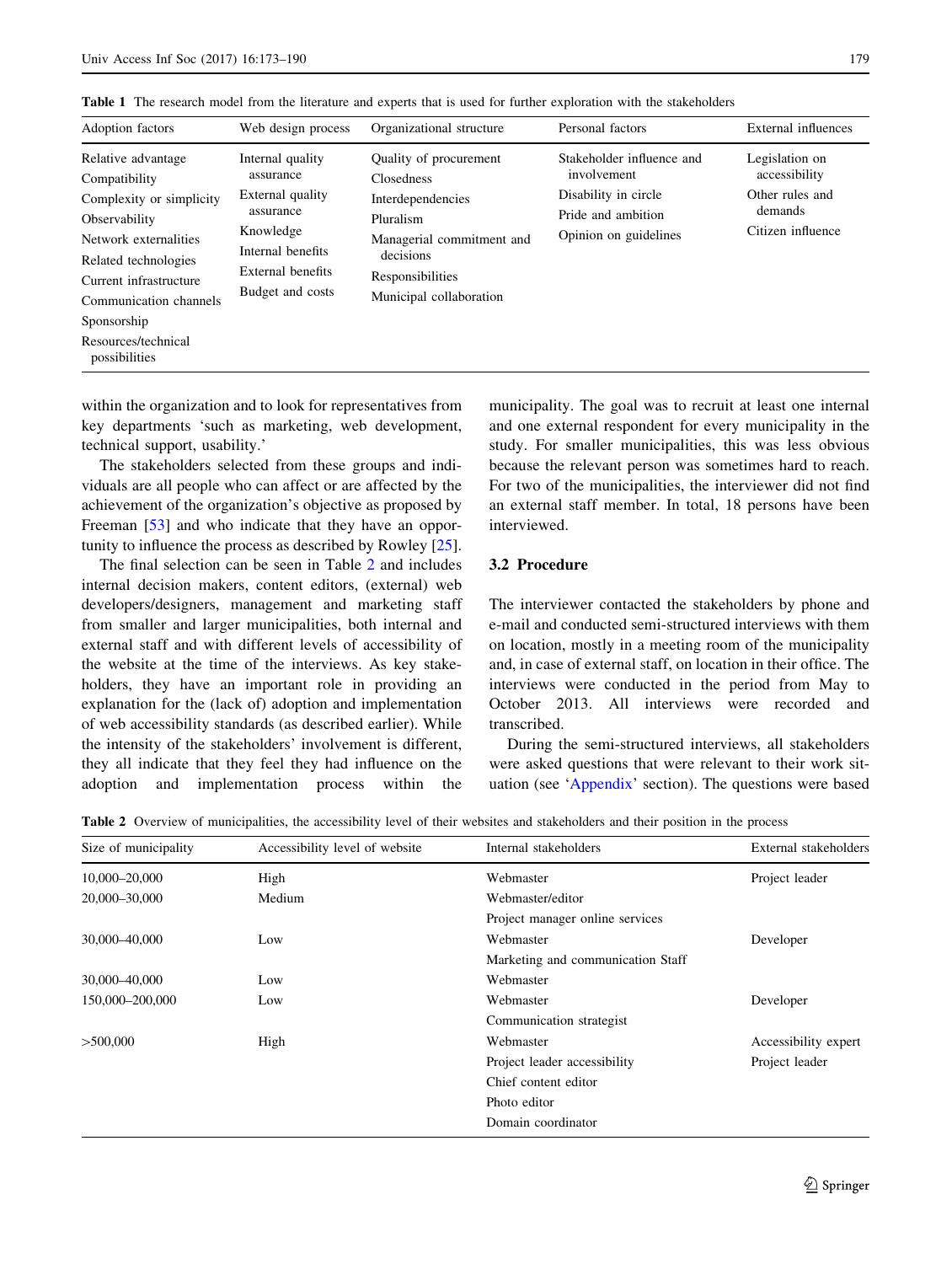**Table 1** The research model from the literature and experts that is used for further exploration with the stakeholders

| Adoption factors | Web design process | Organizational structure | Personal factors | External influences |
|---|---|---|---|---|
| Relative advantage | Internal quality assurance | Quality of procurement | Stakeholder influence and involvement | Legislation on accessibility |
| Compatibility | External quality assurance | Closedness | Disability in circle | Other rules and demands |
| Complexity or simplicity | Knowledge | Interdependencies | Pride and ambition | Citizen influence |
| Observability | Internal benefits | Pluralism | Opinion on guidelines | |
| Network externalities | External benefits | Managerial commitment and decisions | | |
| Related technologies | Budget and costs | Responsibilities | | |
| Current infrastructure | | Municipal collaboration | | |
| Communication channels | | | | |
| Sponsorship | | | | |
| Resources/technical possibilities | | | | |

within the organization and to look for representatives from key departments 'such as marketing, web development, technical support, usability.'

The stakeholders selected from these groups and individuals are all people who can affect or are affected by the achievement of the organization's objective as proposed by Freeman [53] and who indicate that they have an opportunity to influence the process as described by Rowley [25].

The final selection can be seen in Table 2 and includes internal decision makers, content editors, (external) web developers/designers, management and marketing staff from smaller and larger municipalities, both internal and external staff and with different levels of accessibility of the website at the time of the interviews. As key stakeholders, they have an important role in providing an explanation for the (lack of) adoption and implementation of web accessibility standards (as described earlier). While the intensity of the stakeholders' involvement is different, they all indicate that they feel they had influence on the adoption and implementation process within the municipality. The goal was to recruit at least one internal and one external respondent for every municipality in the study. For smaller municipalities, this was less obvious because the relevant person was sometimes hard to reach. For two of the municipalities, the interviewer did not find an external staff member. In total, 18 persons have been interviewed.

### 3.2 Procedure

The interviewer contacted the stakeholders by phone and e-mail and conducted semi-structured interviews with them on location, mostly in a meeting room of the municipality and, in case of external staff, on location in their office. The interviews were conducted in the period from May to October 2013. All interviews were recorded and transcribed.

During the semi-structured interviews, all stakeholders were asked questions that were relevant to their work situation (see 'Appendix' section). The questions were based

**Table 2** Overview of municipalities, the accessibility level of their websites and stakeholders and their position in the process

| Size of municipality | Accessibility level of website | Internal stakeholders | External stakeholders |
|---|---|---|---|
| 10,000–20,000 | High | Webmaster | Project leader |
| 20,000–30,000 | Medium | Webmaster/editor | |
| | | Project manager online services | |
| 30,000–40,000 | Low | Webmaster | Developer |
| | | Marketing and communication Staff | |
| 30,000–40,000 | Low | Webmaster | |
| 150,000–200,000 | Low | Webmaster | Developer |
| | | Communication strategist | |
| >500,000 | High | Webmaster | Accessibility expert |
| | | Project leader accessibility | Project leader |
| | | Chief content editor | |
| | | Photo editor | |
| | | Domain coordinator | |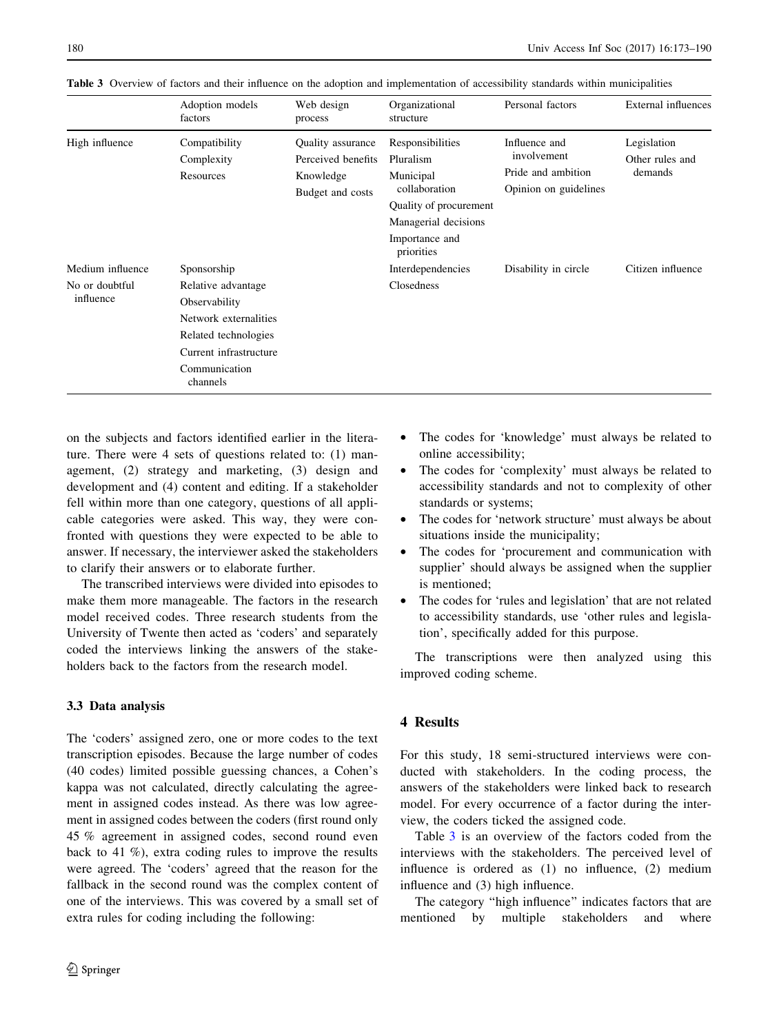**Table 3** Overview of factors and their influence on the adoption and implementation of accessibility standards within municipalities

| | Adoption models factors | Web design process | Organizational structure | Personal factors | External influences |
|---|---|---|---|---|---|
| High influence | Compatibility<br>Complexity<br>Resources | Quality assurance<br>Perceived benefits<br>Knowledge<br>Budget and costs | Responsibilities<br>Pluralism<br>Municipal collaboration<br>Quality of procurement<br>Managerial decisions<br>Importance and priorities | Influence and involvement<br>Pride and ambition<br>Opinion on guidelines | Legislation<br>Other rules and demands |
| Medium influence | Sponsorship | | Interdependencies | Disability in circle | Citizen influence |
| No or doubtful influence | Relative advantage<br>Observability<br>Network externalities<br>Related technologies<br>Current infrastructure<br>Communication channels | | Closedness | | |

on the subjects and factors identified earlier in the literature. There were 4 sets of questions related to: (1) management, (2) strategy and marketing, (3) design and development and (4) content and editing. If a stakeholder fell within more than one category, questions of all applicable categories were asked. This way, they were confronted with questions they were expected to be able to answer. If necessary, the interviewer asked the stakeholders to clarify their answers or to elaborate further.

The transcribed interviews were divided into episodes to make them more manageable. The factors in the research model received codes. Three research students from the University of Twente then acted as 'coders' and separately coded the interviews linking the answers of the stakeholders back to the factors from the research model.

### 3.3 Data analysis

The 'coders' assigned zero, one or more codes to the text transcription episodes. Because the large number of codes (40 codes) limited possible guessing chances, a Cohen's kappa was not calculated, directly calculating the agreement in assigned codes instead. As there was low agreement in assigned codes between the coders (first round only 45 % agreement in assigned codes, second round even back to 41 %), extra coding rules to improve the results were agreed. The 'coders' agreed that the reason for the fallback in the second round was the complex content of one of the interviews. This was covered by a small set of extra rules for coding including the following:

- The codes for 'knowledge' must always be related to online accessibility;
- The codes for 'complexity' must always be related to accessibility standards and not to complexity of other standards or systems;
- The codes for 'network structure' must always be about situations inside the municipality;
- The codes for 'procurement and communication with supplier' should always be assigned when the supplier is mentioned;
- The codes for 'rules and legislation' that are not related to accessibility standards, use 'other rules and legislation', specifically added for this purpose.

The transcriptions were then analyzed using this improved coding scheme.

## 4 Results

For this study, 18 semi-structured interviews were conducted with stakeholders. In the coding process, the answers of the stakeholders were linked back to research model. For every occurrence of a factor during the interview, the coders ticked the assigned code.

Table 3 is an overview of the factors coded from the interviews with the stakeholders. The perceived level of influence is ordered as (1) no influence, (2) medium influence and (3) high influence.

The category "high influence" indicates factors that are mentioned by multiple stakeholders and where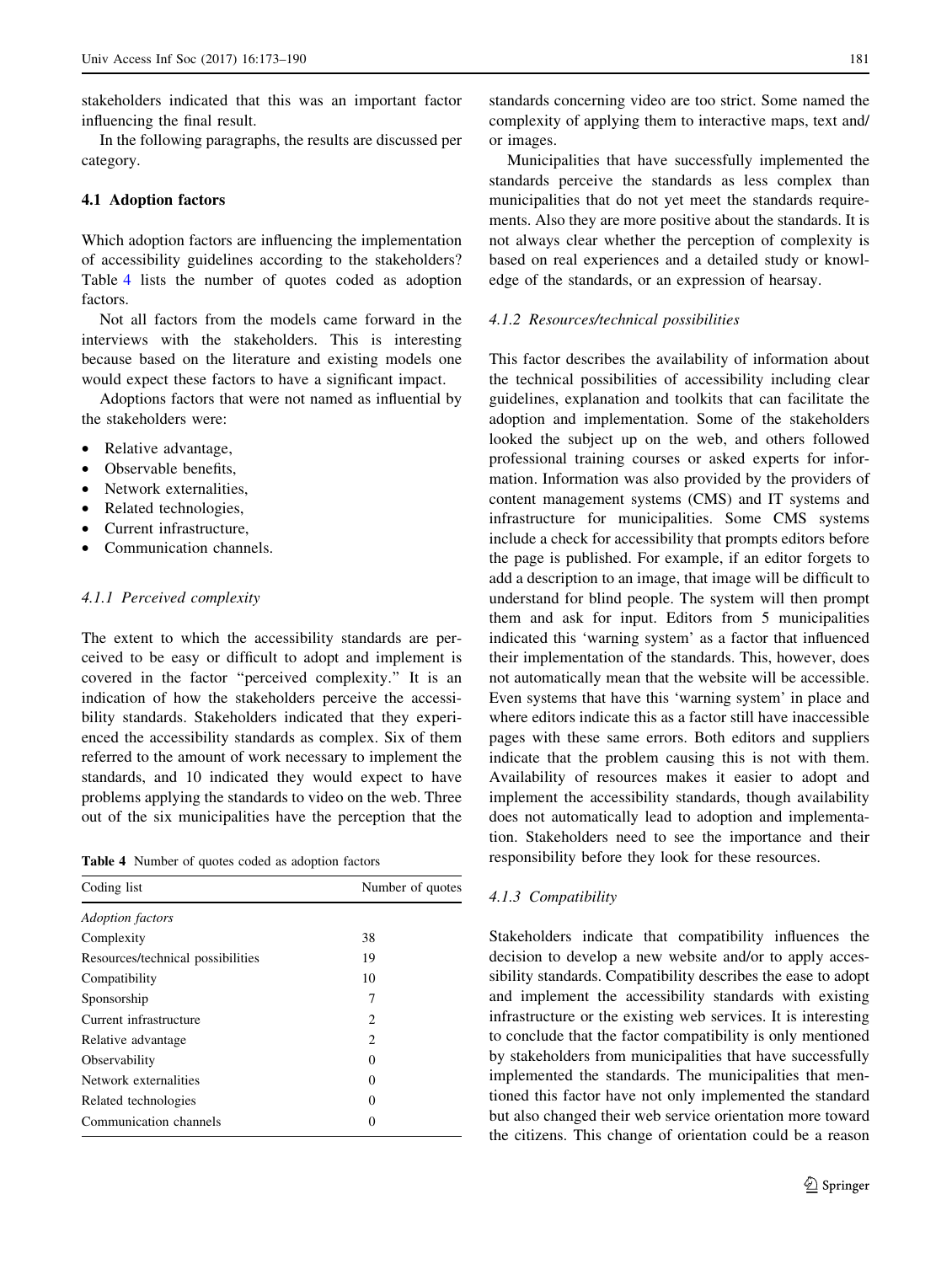stakeholders indicated that this was an important factor influencing the final result.

In the following paragraphs, the results are discussed per category.

### 4.1 Adoption factors

Which adoption factors are influencing the implementation of accessibility guidelines according to the stakeholders? Table 4 lists the number of quotes coded as adoption factors.

Not all factors from the models came forward in the interviews with the stakeholders. This is interesting because based on the literature and existing models one would expect these factors to have a significant impact.

Adoptions factors that were not named as influential by the stakeholders were:

- Relative advantage,
- Observable benefits,
- Network externalities,
- Related technologies,
- Current infrastructure,
- Communication channels.

#### 4.1.1 Perceived complexity

The extent to which the accessibility standards are perceived to be easy or difficult to adopt and implement is covered in the factor "perceived complexity." It is an indication of how the stakeholders perceive the accessibility standards. Stakeholders indicated that they experienced the accessibility standards as complex. Six of them referred to the amount of work necessary to implement the standards, and 10 indicated they would expect to have problems applying the standards to video on the web. Three out of the six municipalities have the perception that the standards concerning video are too strict. Some named the complexity of applying them to interactive maps, text and/or images.

Municipalities that have successfully implemented the standards perceive the standards as less complex than municipalities that do not yet meet the standards requirements. Also they are more positive about the standards. It is not always clear whether the perception of complexity is based on real experiences and a detailed study or knowledge of the standards, or an expression of hearsay.

**Table 4** Number of quotes coded as adoption factors

| Coding list | Number of quotes |
|---|---|
| *Adoption factors* | |
| Complexity | 38 |
| Resources/technical possibilities | 19 |
| Compatibility | 10 |
| Sponsorship | 7 |
| Current infrastructure | 2 |
| Relative advantage | 2 |
| Observability | 0 |
| Network externalities | 0 |
| Related technologies | 0 |
| Communication channels | 0 |

#### 4.1.2 Resources/technical possibilities

This factor describes the availability of information about the technical possibilities of accessibility including clear guidelines, explanation and toolkits that can facilitate the adoption and implementation. Some of the stakeholders looked the subject up on the web, and others followed professional training courses or asked experts for information. Information was also provided by the providers of content management systems (CMS) and IT systems and infrastructure for municipalities. Some CMS systems include a check for accessibility that prompts editors before the page is published. For example, if an editor forgets to add a description to an image, that image will be difficult to understand for blind people. The system will then prompt them and ask for input. Editors from 5 municipalities indicated this 'warning system' as a factor that influenced their implementation of the standards. This, however, does not automatically mean that the website will be accessible. Even systems that have this 'warning system' in place and where editors indicate this as a factor still have inaccessible pages with these same errors. Both editors and suppliers indicate that the problem causing this is not with them. Availability of resources makes it easier to adopt and implement the accessibility standards, though availability does not automatically lead to adoption and implementation. Stakeholders need to see the importance and their responsibility before they look for these resources.

#### 4.1.3 Compatibility

Stakeholders indicate that compatibility influences the decision to develop a new website and/or to apply accessibility standards. Compatibility describes the ease to adopt and implement the accessibility standards with existing infrastructure or the existing web services. It is interesting to conclude that the factor compatibility is only mentioned by stakeholders from municipalities that have successfully implemented the standards. The municipalities that mentioned this factor have not only implemented the standard but also changed their web service orientation more toward the citizens. This change of orientation could be a reason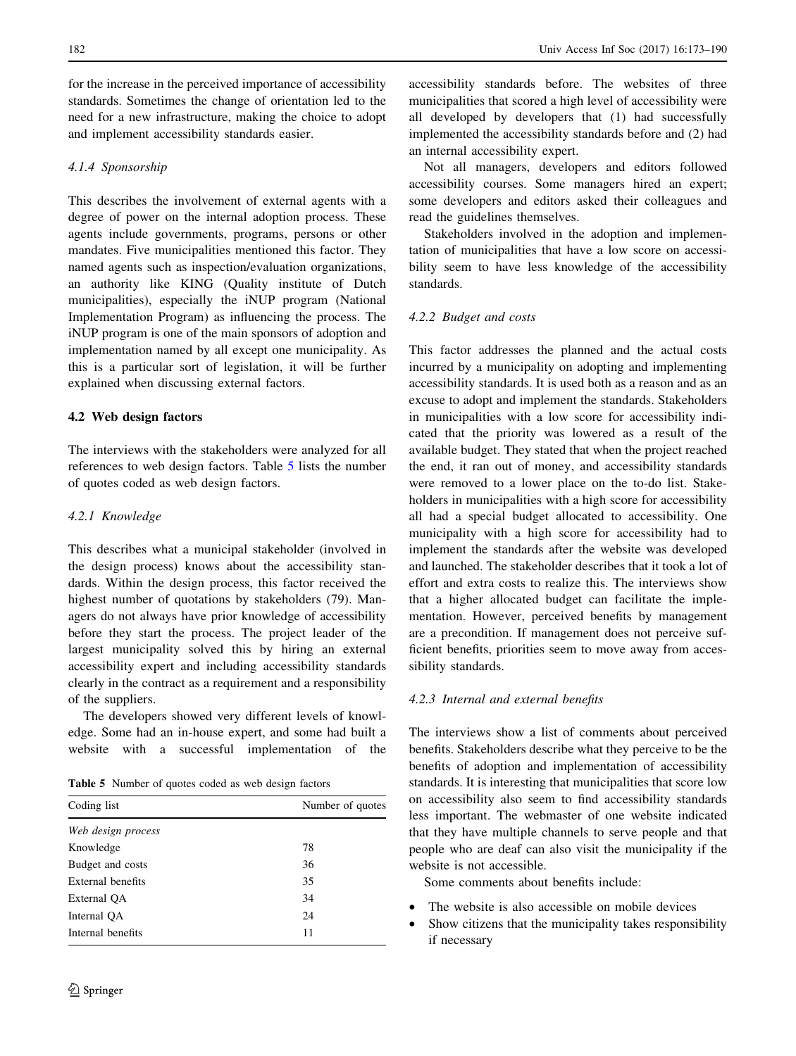for the increase in the perceived importance of accessibility standards. Sometimes the change of orientation led to the need for a new infrastructure, making the choice to adopt and implement accessibility standards easier.

#### 4.1.4 Sponsorship

This describes the involvement of external agents with a degree of power on the internal adoption process. These agents include governments, programs, persons or other mandates. Five municipalities mentioned this factor. They named agents such as inspection/evaluation organizations, an authority like KING (Quality institute of Dutch municipalities), especially the iNUP program (National Implementation Program) as influencing the process. The iNUP program is one of the main sponsors of adoption and implementation named by all except one municipality. As this is a particular sort of legislation, it will be further explained when discussing external factors.

### 4.2 Web design factors

The interviews with the stakeholders were analyzed for all references to web design factors. Table 5 lists the number of quotes coded as web design factors.

#### 4.2.1 Knowledge

This describes what a municipal stakeholder (involved in the design process) knows about the accessibility standards. Within the design process, this factor received the highest number of quotations by stakeholders (79). Managers do not always have prior knowledge of accessibility before they start the process. The project leader of the largest municipality solved this by hiring an external accessibility expert and including accessibility standards clearly in the contract as a requirement and a responsibility of the suppliers.

The developers showed very different levels of knowledge. Some had an in-house expert, and some had built a website with a successful implementation of the accessibility standards before. The websites of three municipalities that scored a high level of accessibility were all developed by developers that (1) had successfully implemented the accessibility standards before and (2) had an internal accessibility expert.

Not all managers, developers and editors followed accessibility courses. Some managers hired an expert; some developers and editors asked their colleagues and read the guidelines themselves.

Stakeholders involved in the adoption and implementation of municipalities that have a low score on accessibility seem to have less knowledge of the accessibility standards.

**Table 5** Number of quotes coded as web design factors

| Coding list | Number of quotes |
|---|---|
| *Web design process* | |
| Knowledge | 78 |
| Budget and costs | 36 |
| External benefits | 35 |
| External QA | 34 |
| Internal QA | 24 |
| Internal benefits | 11 |

#### 4.2.2 Budget and costs

This factor addresses the planned and the actual costs incurred by a municipality on adopting and implementing accessibility standards. It is used both as a reason and as an excuse to adopt and implement the standards. Stakeholders in municipalities with a low score for accessibility indicated that the priority was lowered as a result of the available budget. They stated that when the project reached the end, it ran out of money, and accessibility standards were removed to a lower place on the to-do list. Stakeholders in municipalities with a high score for accessibility all had a special budget allocated to accessibility. One municipality with a high score for accessibility had to implement the standards after the website was developed and launched. The stakeholder describes that it took a lot of effort and extra costs to realize this. The interviews show that a higher allocated budget can facilitate the implementation. However, perceived benefits by management are a precondition. If management does not perceive sufficient benefits, priorities seem to move away from accessibility standards.

#### 4.2.3 Internal and external benefits

The interviews show a list of comments about perceived benefits. Stakeholders describe what they perceive to be the benefits of adoption and implementation of accessibility standards. It is interesting that municipalities that score low on accessibility also seem to find accessibility standards less important. The webmaster of one website indicated that they have multiple channels to serve people and that people who are deaf can also visit the municipality if the website is not accessible.

Some comments about benefits include:

- The website is also accessible on mobile devices
- Show citizens that the municipality takes responsibility if necessary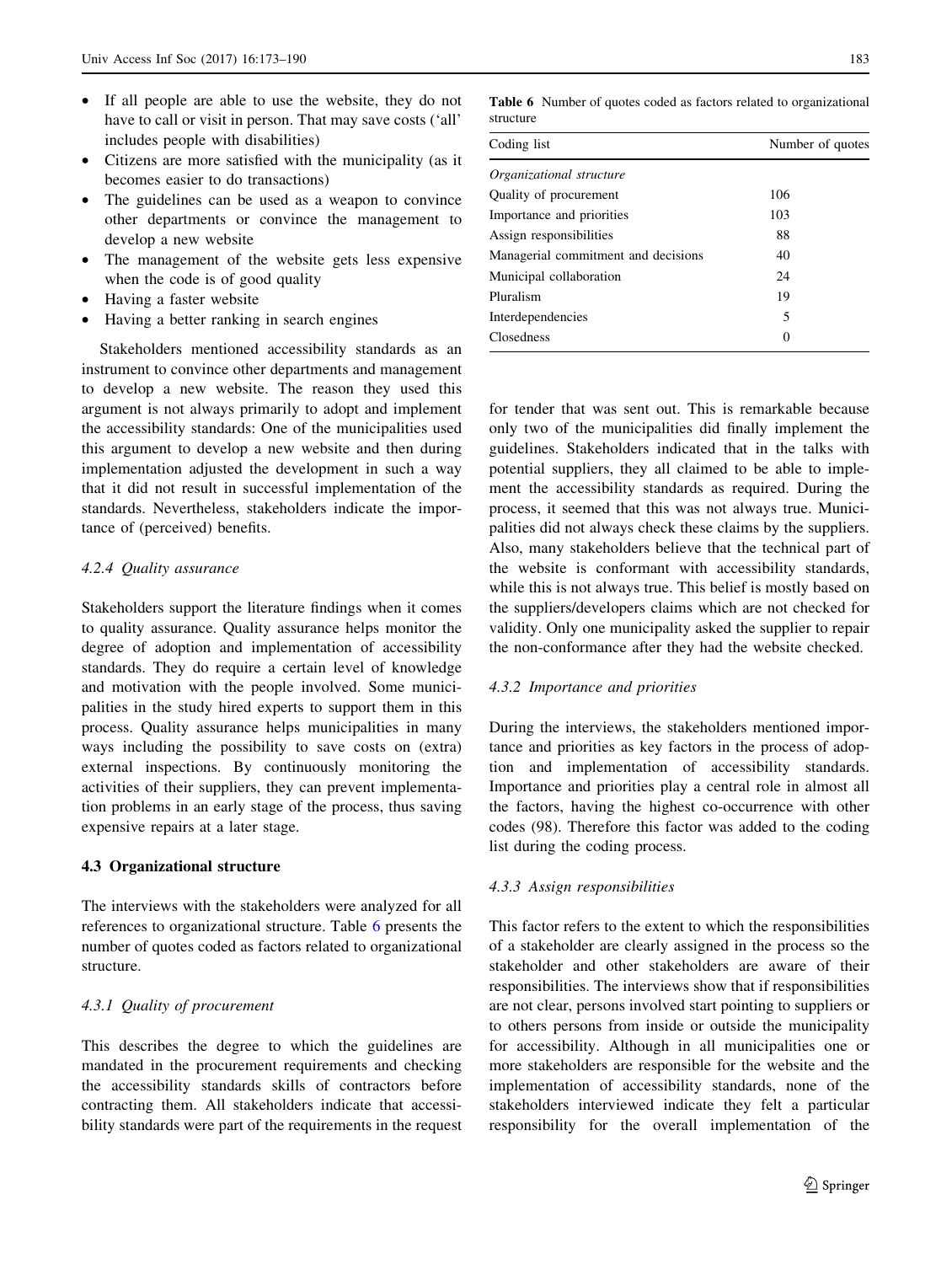- If all people are able to use the website, they do not have to call or visit in person. That may save costs ('all' includes people with disabilities)
- Citizens are more satisfied with the municipality (as it becomes easier to do transactions)
- The guidelines can be used as a weapon to convince other departments or convince the management to develop a new website
- The management of the website gets less expensive when the code is of good quality
- Having a faster website
- Having a better ranking in search engines

Stakeholders mentioned accessibility standards as an instrument to convince other departments and management to develop a new website. The reason they used this argument is not always primarily to adopt and implement the accessibility standards: One of the municipalities used this argument to develop a new website and then during implementation adjusted the development in such a way that it did not result in successful implementation of the standards. Nevertheless, stakeholders indicate the importance of (perceived) benefits.

#### 4.2.4 Quality assurance

Stakeholders support the literature findings when it comes to quality assurance. Quality assurance helps monitor the degree of adoption and implementation of accessibility standards. They do require a certain level of knowledge and motivation with the people involved. Some municipalities in the study hired experts to support them in this process. Quality assurance helps municipalities in many ways including the possibility to save costs on (extra) external inspections. By continuously monitoring the activities of their suppliers, they can prevent implementation problems in an early stage of the process, thus saving expensive repairs at a later stage.

### 4.3 Organizational structure

The interviews with the stakeholders were analyzed for all references to organizational structure. Table 6 presents the number of quotes coded as factors related to organizational structure.

#### 4.3.1 Quality of procurement

This describes the degree to which the guidelines are mandated in the procurement requirements and checking the accessibility standards skills of contractors before contracting them. All stakeholders indicate that accessibility standards were part of the requirements in the request for tender that was sent out. This is remarkable because only two of the municipalities did finally implement the guidelines. Stakeholders indicated that in the talks with potential suppliers, they all claimed to be able to implement the accessibility standards as required. During the process, it seemed that this was not always true. Municipalities did not always check these claims by the suppliers. Also, many stakeholders believe that the technical part of the website is conformant with accessibility standards, while this is not always true. This belief is mostly based on the suppliers/developers claims which are not checked for validity. Only one municipality asked the supplier to repair the non-conformance after they had the website checked.

**Table 6** Number of quotes coded as factors related to organizational structure

| Coding list | Number of quotes |
|---|---|
| *Organizational structure* | |
| Quality of procurement | 106 |
| Importance and priorities | 103 |
| Assign responsibilities | 88 |
| Managerial commitment and decisions | 40 |
| Municipal collaboration | 24 |
| Pluralism | 19 |
| Interdependencies | 5 |
| Closedness | 0 |

#### 4.3.2 Importance and priorities

During the interviews, the stakeholders mentioned importance and priorities as key factors in the process of adoption and implementation of accessibility standards. Importance and priorities play a central role in almost all the factors, having the highest co-occurrence with other codes (98). Therefore this factor was added to the coding list during the coding process.

#### 4.3.3 Assign responsibilities

This factor refers to the extent to which the responsibilities of a stakeholder are clearly assigned in the process so the stakeholder and other stakeholders are aware of their responsibilities. The interviews show that if responsibilities are not clear, persons involved start pointing to suppliers or to others persons from inside or outside the municipality for accessibility. Although in all municipalities one or more stakeholders are responsible for the website and the implementation of accessibility standards, none of the stakeholders interviewed indicate they felt a particular responsibility for the overall implementation of the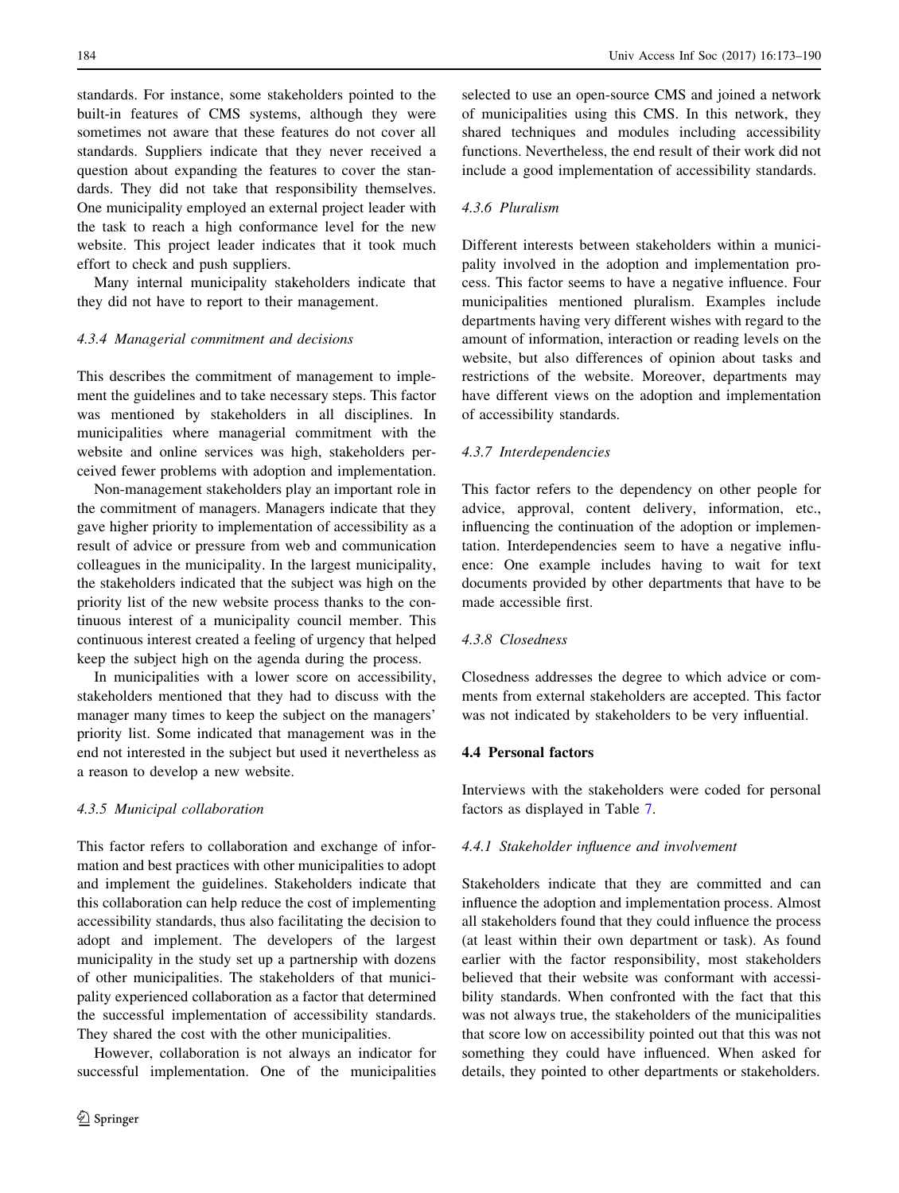standards. For instance, some stakeholders pointed to the built-in features of CMS systems, although they were sometimes not aware that these features do not cover all standards. Suppliers indicate that they never received a question about expanding the features to cover the standards. They did not take that responsibility themselves. One municipality employed an external project leader with the task to reach a high conformance level for the new website. This project leader indicates that it took much effort to check and push suppliers.

Many internal municipality stakeholders indicate that they did not have to report to their management.

#### 4.3.4 Managerial commitment and decisions

This describes the commitment of management to implement the guidelines and to take necessary steps. This factor was mentioned by stakeholders in all disciplines. In municipalities where managerial commitment with the website and online services was high, stakeholders perceived fewer problems with adoption and implementation.

Non-management stakeholders play an important role in the commitment of managers. Managers indicate that they gave higher priority to implementation of accessibility as a result of advice or pressure from web and communication colleagues in the municipality. In the largest municipality, the stakeholders indicated that the subject was high on the priority list of the new website process thanks to the continuous interest of a municipality council member. This continuous interest created a feeling of urgency that helped keep the subject high on the agenda during the process.

In municipalities with a lower score on accessibility, stakeholders mentioned that they had to discuss with the manager many times to keep the subject on the managers' priority list. Some indicated that management was in the end not interested in the subject but used it nevertheless as a reason to develop a new website.

#### 4.3.5 Municipal collaboration

This factor refers to collaboration and exchange of information and best practices with other municipalities to adopt and implement the guidelines. Stakeholders indicate that this collaboration can help reduce the cost of implementing accessibility standards, thus also facilitating the decision to adopt and implement. The developers of the largest municipality in the study set up a partnership with dozens of other municipalities. The stakeholders of that municipality experienced collaboration as a factor that determined the successful implementation of accessibility standards. They shared the cost with the other municipalities.

However, collaboration is not always an indicator for successful implementation. One of the municipalities selected to use an open-source CMS and joined a network of municipalities using this CMS. In this network, they shared techniques and modules including accessibility functions. Nevertheless, the end result of their work did not include a good implementation of accessibility standards.

#### 4.3.6 Pluralism

Different interests between stakeholders within a municipality involved in the adoption and implementation process. This factor seems to have a negative influence. Four municipalities mentioned pluralism. Examples include departments having very different wishes with regard to the amount of information, interaction or reading levels on the website, but also differences of opinion about tasks and restrictions of the website. Moreover, departments may have different views on the adoption and implementation of accessibility standards.

#### 4.3.7 Interdependencies

This factor refers to the dependency on other people for advice, approval, content delivery, information, etc., influencing the continuation of the adoption or implementation. Interdependencies seem to have a negative influence: One example includes having to wait for text documents provided by other departments that have to be made accessible first.

#### 4.3.8 Closedness

Closedness addresses the degree to which advice or comments from external stakeholders are accepted. This factor was not indicated by stakeholders to be very influential.

### 4.4 Personal factors

Interviews with the stakeholders were coded for personal factors as displayed in Table 7.

#### 4.4.1 Stakeholder influence and involvement

Stakeholders indicate that they are committed and can influence the adoption and implementation process. Almost all stakeholders found that they could influence the process (at least within their own department or task). As found earlier with the factor responsibility, most stakeholders believed that their website was conformant with accessibility standards. When confronted with the fact that this was not always true, the stakeholders of the municipalities that score low on accessibility pointed out that this was not something they could have influenced. When asked for details, they pointed to other departments or stakeholders.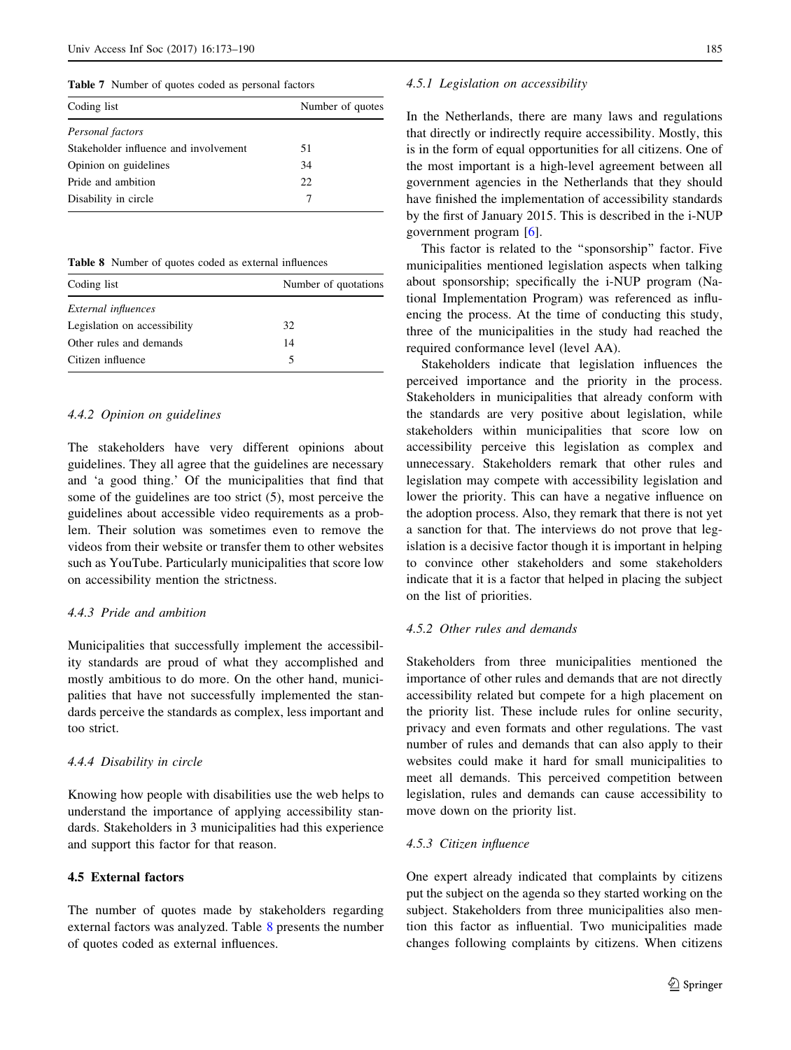**Table 7** Number of quotes coded as personal factors

| Coding list | Number of quotes |
|---|---|
| *Personal factors* | |
| Stakeholder influence and involvement | 51 |
| Opinion on guidelines | 34 |
| Pride and ambition | 22 |
| Disability in circle | 7 |

**Table 8** Number of quotes coded as external influences

| Coding list | Number of quotations |
|---|---|
| *External influences* | |
| Legislation on accessibility | 32 |
| Other rules and demands | 14 |
| Citizen influence | 5 |

#### *4.4.2 Opinion on guidelines*

The stakeholders have very different opinions about guidelines. They all agree that the guidelines are necessary and 'a good thing.' Of the municipalities that find that some of the guidelines are too strict (5), most perceive the guidelines about accessible video requirements as a problem. Their solution was sometimes even to remove the videos from their website or transfer them to other websites such as YouTube. Particularly municipalities that score low on accessibility mention the strictness.

#### *4.4.3 Pride and ambition*

Municipalities that successfully implement the accessibility standards are proud of what they accomplished and mostly ambitious to do more. On the other hand, municipalities that have not successfully implemented the standards perceive the standards as complex, less important and too strict.

#### *4.4.4 Disability in circle*

Knowing how people with disabilities use the web helps to understand the importance of applying accessibility standards. Stakeholders in 3 municipalities had this experience and support this factor for that reason.

### **4.5 External factors**

The number of quotes made by stakeholders regarding external factors was analyzed. Table 8 presents the number of quotes coded as external influences.

#### *4.5.1 Legislation on accessibility*

In the Netherlands, there are many laws and regulations that directly or indirectly require accessibility. Mostly, this is in the form of equal opportunities for all citizens. One of the most important is a high-level agreement between all government agencies in the Netherlands that they should have finished the implementation of accessibility standards by the first of January 2015. This is described in the i-NUP government program [6].

This factor is related to the "sponsorship" factor. Five municipalities mentioned legislation aspects when talking about sponsorship; specifically the i-NUP program (National Implementation Program) was referenced as influencing the process. At the time of conducting this study, three of the municipalities in the study had reached the required conformance level (level AA).

Stakeholders indicate that legislation influences the perceived importance and the priority in the process. Stakeholders in municipalities that already conform with the standards are very positive about legislation, while stakeholders within municipalities that score low on accessibility perceive this legislation as complex and unnecessary. Stakeholders remark that other rules and legislation may compete with accessibility legislation and lower the priority. This can have a negative influence on the adoption process. Also, they remark that there is not yet a sanction for that. The interviews do not prove that legislation is a decisive factor though it is important in helping to convince other stakeholders and some stakeholders indicate that it is a factor that helped in placing the subject on the list of priorities.

#### *4.5.2 Other rules and demands*

Stakeholders from three municipalities mentioned the importance of other rules and demands that are not directly accessibility related but compete for a high placement on the priority list. These include rules for online security, privacy and even formats and other regulations. The vast number of rules and demands that can also apply to their websites could make it hard for small municipalities to meet all demands. This perceived competition between legislation, rules and demands can cause accessibility to move down on the priority list.

#### *4.5.3 Citizen influence*

One expert already indicated that complaints by citizens put the subject on the agenda so they started working on the subject. Stakeholders from three municipalities also mention this factor as influential. Two municipalities made changes following complaints by citizens. When citizens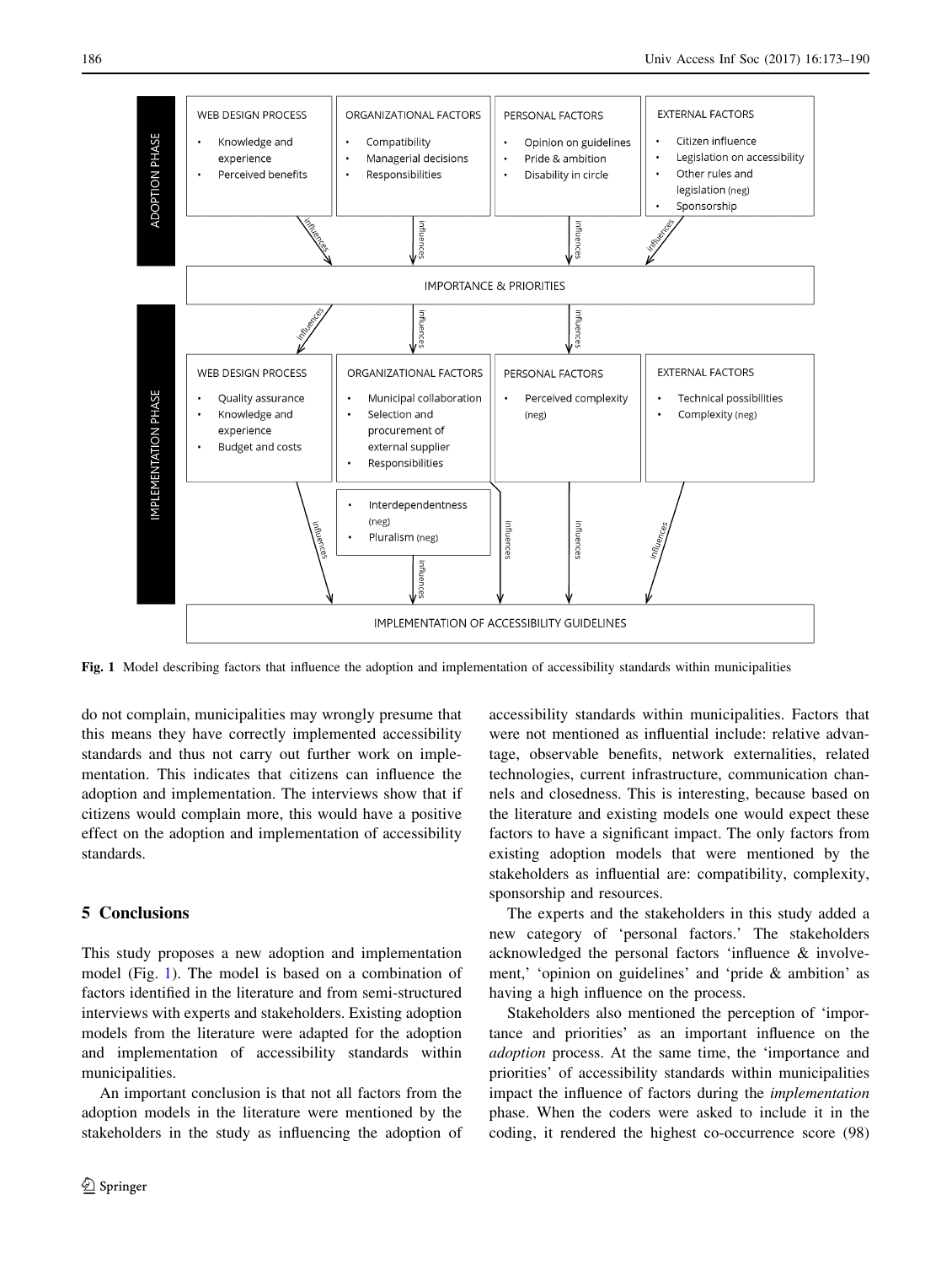Fig. 1 Model describing factors that influence the adoption and implementation of accessibility standards within municipalities

do not complain, municipalities may wrongly presume that this means they have correctly implemented accessibility standards and thus not carry out further work on implementation. This indicates that citizens can influence the adoption and implementation. The interviews show that if citizens would complain more, this would have a positive effect on the adoption and implementation of accessibility standards.

## 5 Conclusions

This study proposes a new adoption and implementation model (Fig. 1). The model is based on a combination of factors identified in the literature and from semi-structured interviews with experts and stakeholders. Existing adoption models from the literature were adapted for the adoption and implementation of accessibility standards within municipalities.

An important conclusion is that not all factors from the adoption models in the literature were mentioned by the stakeholders in the study as influencing the adoption of accessibility standards within municipalities. Factors that were not mentioned as influential include: relative advantage, observable benefits, network externalities, related technologies, current infrastructure, communication channels and closedness. This is interesting, because based on the literature and existing models one would expect these factors to have a significant impact. The only factors from existing adoption models that were mentioned by the stakeholders as influential are: compatibility, complexity, sponsorship and resources.

The experts and the stakeholders in this study added a new category of 'personal factors.' The stakeholders acknowledged the personal factors 'influence & involvement,' 'opinion on guidelines' and 'pride & ambition' as having a high influence on the process.

Stakeholders also mentioned the perception of 'importance and priorities' as an important influence on the *adoption* process. At the same time, the 'importance and priorities' of accessibility standards within municipalities impact the influence of factors during the *implementation* phase. When the coders were asked to include it in the coding, it rendered the highest co-occurrence score (98)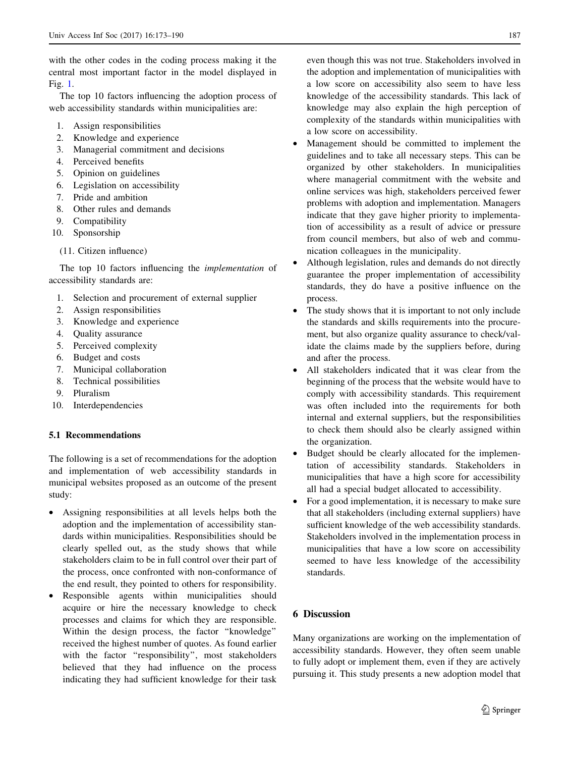with the other codes in the coding process making it the central most important factor in the model displayed in Fig. 1.

The top 10 factors influencing the adoption process of web accessibility standards within municipalities are:

1. Assign responsibilities
2. Knowledge and experience
3. Managerial commitment and decisions
4. Perceived benefits
5. Opinion on guidelines
6. Legislation on accessibility
7. Pride and ambition
8. Other rules and demands
9. Compatibility
10. Sponsorship

(11. Citizen influence)

The top 10 factors influencing the *implementation* of accessibility standards are:

1. Selection and procurement of external supplier
2. Assign responsibilities
3. Knowledge and experience
4. Quality assurance
5. Perceived complexity
6. Budget and costs
7. Municipal collaboration
8. Technical possibilities
9. Pluralism
10. Interdependencies

### 5.1 Recommendations

The following is a set of recommendations for the adoption and implementation of web accessibility standards in municipal websites proposed as an outcome of the present study:

- Assigning responsibilities at all levels helps both the adoption and the implementation of accessibility standards within municipalities. Responsibilities should be clearly spelled out, as the study shows that while stakeholders claim to be in full control over their part of the process, once confronted with non-conformance of the end result, they pointed to others for responsibility.
- Responsible agents within municipalities should acquire or hire the necessary knowledge to check processes and claims for which they are responsible. Within the design process, the factor "knowledge" received the highest number of quotes. As found earlier with the factor "responsibility", most stakeholders believed that they had influence on the process indicating they had sufficient knowledge for their task even though this was not true. Stakeholders involved in the adoption and implementation of municipalities with a low score on accessibility also seem to have less knowledge of the accessibility standards. This lack of knowledge may also explain the high perception of complexity of the standards within municipalities with a low score on accessibility.
- Management should be committed to implement the guidelines and to take all necessary steps. This can be organized by other stakeholders. In municipalities where managerial commitment with the website and online services was high, stakeholders perceived fewer problems with adoption and implementation. Managers indicate that they gave higher priority to implementation of accessibility as a result of advice or pressure from council members, but also of web and communication colleagues in the municipality.
- Although legislation, rules and demands do not directly guarantee the proper implementation of accessibility standards, they do have a positive influence on the process.
- The study shows that it is important to not only include the standards and skills requirements into the procurement, but also organize quality assurance to check/validate the claims made by the suppliers before, during and after the process.
- All stakeholders indicated that it was clear from the beginning of the process that the website would have to comply with accessibility standards. This requirement was often included into the requirements for both internal and external suppliers, but the responsibilities to check them should also be clearly assigned within the organization.
- Budget should be clearly allocated for the implementation of accessibility standards. Stakeholders in municipalities that have a high score for accessibility all had a special budget allocated to accessibility.
- For a good implementation, it is necessary to make sure that all stakeholders (including external suppliers) have sufficient knowledge of the web accessibility standards. Stakeholders involved in the implementation process in municipalities that have a low score on accessibility seemed to have less knowledge of the accessibility standards.

## 6 Discussion

Many organizations are working on the implementation of accessibility standards. However, they often seem unable to fully adopt or implement them, even if they are actively pursuing it. This study presents a new adoption model that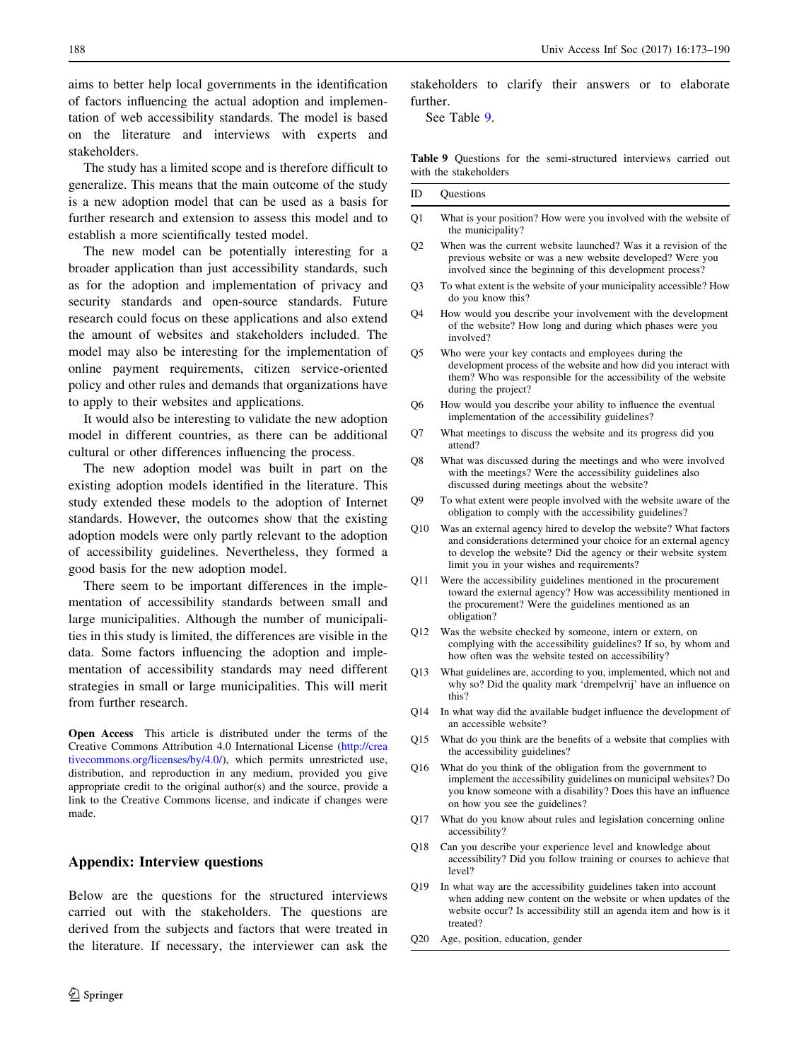aims to better help local governments in the identification of factors influencing the actual adoption and implementation of web accessibility standards. The model is based on the literature and interviews with experts and stakeholders.

The study has a limited scope and is therefore difficult to generalize. This means that the main outcome of the study is a new adoption model that can be used as a basis for further research and extension to assess this model and to establish a more scientifically tested model.

The new model can be potentially interesting for a broader application than just accessibility standards, such as for the adoption and implementation of privacy and security standards and open-source standards. Future research could focus on these applications and also extend the amount of websites and stakeholders included. The model may also be interesting for the implementation of online payment requirements, citizen service-oriented policy and other rules and demands that organizations have to apply to their websites and applications.

It would also be interesting to validate the new adoption model in different countries, as there can be additional cultural or other differences influencing the process.

The new adoption model was built in part on the existing adoption models identified in the literature. This study extended these models to the adoption of Internet standards. However, the outcomes show that the existing adoption models were only partly relevant to the adoption of accessibility guidelines. Nevertheless, they formed a good basis for the new adoption model.

There seem to be important differences in the implementation of accessibility standards between small and large municipalities. Although the number of municipalities in this study is limited, the differences are visible in the data. Some factors influencing the adoption and implementation of accessibility standards may need different strategies in small or large municipalities. This will merit from further research.

**Open Access** This article is distributed under the terms of the Creative Commons Attribution 4.0 International License (http://creativecommons.org/licenses/by/4.0/), which permits unrestricted use, distribution, and reproduction in any medium, provided you give appropriate credit to the original author(s) and the source, provide a link to the Creative Commons license, and indicate if changes were made.

## Appendix: Interview questions

Below are the questions for the structured interviews carried out with the stakeholders. The questions are derived from the subjects and factors that were treated in the literature. If necessary, the interviewer can ask the stakeholders to clarify their answers or to elaborate further.

See Table 9.

**Table 9** Questions for the semi-structured interviews carried out with the stakeholders

| ID | Questions |
|---|---|
| Q1 | What is your position? How were you involved with the website of the municipality? |
| Q2 | When was the current website launched? Was it a revision of the previous website or was a new website developed? Were you involved since the beginning of this development process? |
| Q3 | To what extent is the website of your municipality accessible? How do you know this? |
| Q4 | How would you describe your involvement with the development of the website? How long and during which phases were you involved? |
| Q5 | Who were your key contacts and employees during the development process of the website and how did you interact with them? Who was responsible for the accessibility of the website during the project? |
| Q6 | How would you describe your ability to influence the eventual implementation of the accessibility guidelines? |
| Q7 | What meetings to discuss the website and its progress did you attend? |
| Q8 | What was discussed during the meetings and who were involved with the meetings? Were the accessibility guidelines also discussed during meetings about the website? |
| Q9 | To what extent were people involved with the website aware of the obligation to comply with the accessibility guidelines? |
| Q10 | Was an external agency hired to develop the website? What factors and considerations determined your choice for an external agency to develop the website? Did the agency or their website system limit you in your wishes and requirements? |
| Q11 | Were the accessibility guidelines mentioned in the procurement toward the external agency? How was accessibility mentioned in the procurement? Were the guidelines mentioned as an obligation? |
| Q12 | Was the website checked by someone, intern or extern, on complying with the accessibility guidelines? If so, by whom and how often was the website tested on accessibility? |
| Q13 | What guidelines are, according to you, implemented, which not and why so? Did the quality mark 'drempelvrij' have an influence on this? |
| Q14 | In what way did the available budget influence the development of an accessible website? |
| Q15 | What do you think are the benefits of a website that complies with the accessibility guidelines? |
| Q16 | What do you think of the obligation from the government to implement the accessibility guidelines on municipal websites? Do you know someone with a disability? Does this have an influence on how you see the guidelines? |
| Q17 | What do you know about rules and legislation concerning online accessibility? |
| Q18 | Can you describe your experience level and knowledge about accessibility? Did you follow training or courses to achieve that level? |
| Q19 | In what way are the accessibility guidelines taken into account when adding new content on the website or when updates of the website occur? Is accessibility still an agenda item and how is it treated? |
| Q20 | Age, position, education, gender |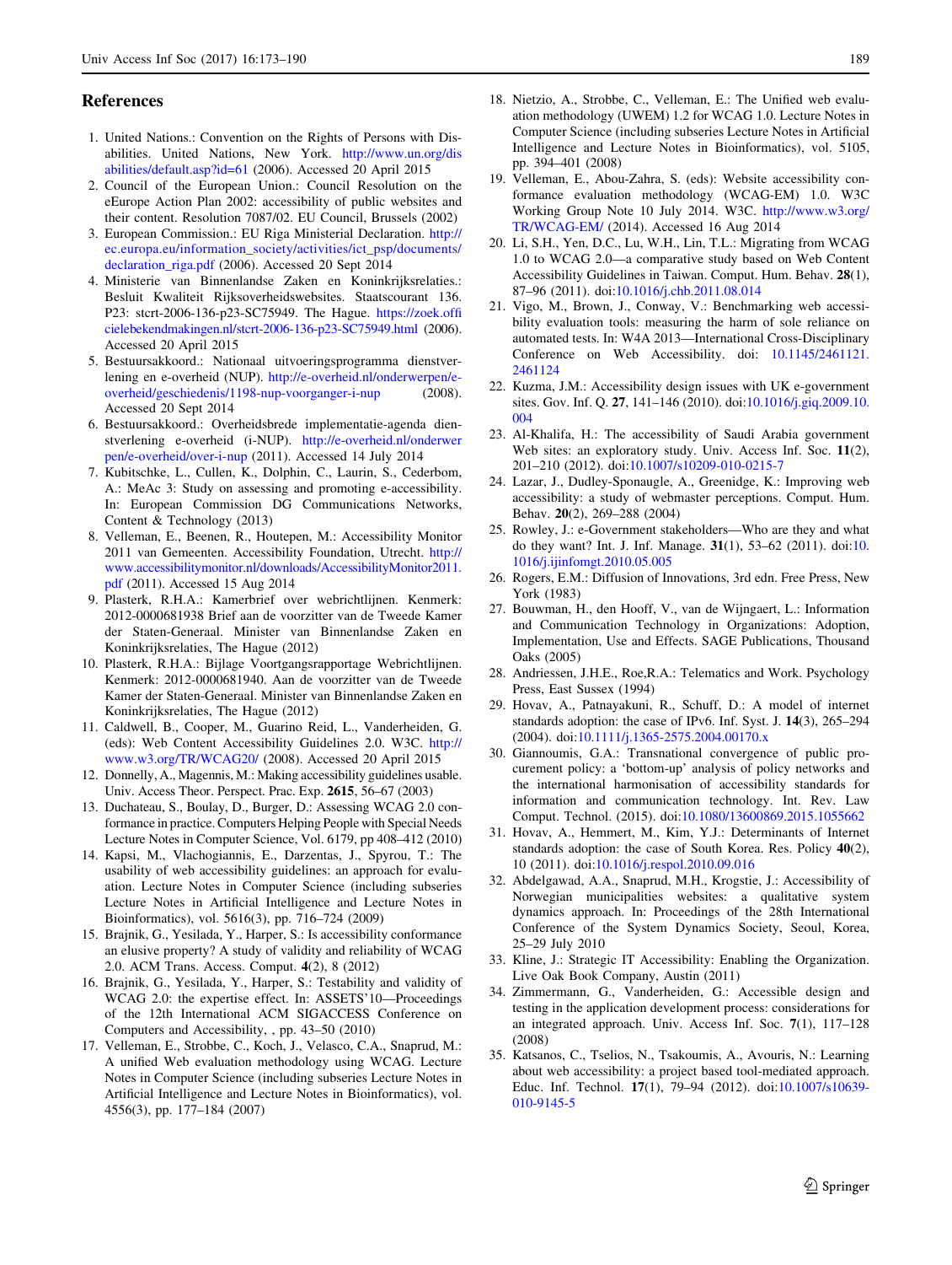## References

1. United Nations.: Convention on the Rights of Persons with Disabilities. United Nations, New York. http://www.un.org/disabilities/default.asp?id=61 (2006). Accessed 20 April 2015
2. Council of the European Union.: Council Resolution on the eEurope Action Plan 2002: accessibility of public websites and their content. Resolution 7087/02. EU Council, Brussels (2002)
3. European Commission.: EU Riga Ministerial Declaration. http://ec.europa.eu/information_society/activities/ict_psp/documents/declaration_riga.pdf (2006). Accessed 20 Sept 2014
4. Ministerie van Binnenlandse Zaken en Koninkrijksrelaties.: Besluit Kwaliteit Rijksoverheidswebsites. Staatscourant 136. P23: stcrt-2006-136-p23-SC75949. The Hague. https://zoek.officielebekendmakingen.nl/stcrt-2006-136-p23-SC75949.html (2006). Accessed 20 April 2015
5. Bestuursakkoord.: Nationaal uitvoeringsprogramma dienstverlening en e-overheid (NUP). http://e-overheid.nl/onderwerpen/e-overheid/geschiedenis/1198-nup-voorganger-i-nup (2008). Accessed 20 Sept 2014
6. Bestuursakkoord.: Overheidsbrede implementatie-agenda dienstverlening e-overheid (i-NUP). http://e-overheid.nl/onderwerpen/e-overheid/over-i-nup (2011). Accessed 14 July 2014
7. Kubitschke, L., Cullen, K., Dolphin, C., Laurin, S., Cederbom, A.: MeAc 3: Study on assessing and promoting e-accessibility. In: European Commission DG Communications Networks, Content & Technology (2013)
8. Velleman, E., Beenen, R., Houtepen, M.: Accessibility Monitor 2011 van Gemeenten. Accessibility Foundation, Utrecht. http://www.accessibilitymonitor.nl/downloads/AccessibilityMonitor2011.pdf (2011). Accessed 15 Aug 2014
9. Plasterk, R.H.A.: Kamerbrief over webrichtlijnen. Kenmerk: 2012-0000681938 Brief aan de voorzitter van de Tweede Kamer der Staten-Generaal. Minister van Binnenlandse Zaken en Koninkrijksrelaties, The Hague (2012)
10. Plasterk, R.H.A.: Bijlage Voortgangsrapportage Webrichtlijnen. Kenmerk: 2012-0000681940. Aan de voorzitter van de Tweede Kamer der Staten-Generaal. Minister van Binnenlandse Zaken en Koninkrijksrelaties, The Hague (2012)
11. Caldwell, B., Cooper, M., Guarino Reid, L., Vanderheiden, G. (eds): Web Content Accessibility Guidelines 2.0. W3C. http://www.w3.org/TR/WCAG20/ (2008). Accessed 20 April 2015
12. Donnelly, A., Magennis, M.: Making accessibility guidelines usable. Univ. Access Theor. Perspect. Prac. Exp. **2615**, 56–67 (2003)
13. Duchateau, S., Boulay, D., Burger, D.: Assessing WCAG 2.0 conformance in practice. Computers Helping People with Special Needs Lecture Notes in Computer Science, Vol. 6179, pp 408–412 (2010)
14. Kapsi, M., Vlachogiannis, E., Darzentas, J., Spyrou, T.: The usability of web accessibility guidelines: an approach for evaluation. Lecture Notes in Computer Science (including subseries Lecture Notes in Artificial Intelligence and Lecture Notes in Bioinformatics), vol. 5616(3), pp. 716–724 (2009)
15. Brajnik, G., Yesilada, Y., Harper, S.: Is accessibility conformance an elusive property? A study of validity and reliability of WCAG 2.0. ACM Trans. Access. Comput. **4**(2), 8 (2012)
16. Brajnik, G., Yesilada, Y., Harper, S.: Testability and validity of WCAG 2.0: the expertise effect. In: ASSETS'10—Proceedings of the 12th International ACM SIGACCESS Conference on Computers and Accessibility, , pp. 43–50 (2010)
17. Velleman, E., Strobbe, C., Koch, J., Velasco, C.A., Snaprud, M.: A unified Web evaluation methodology using WCAG. Lecture Notes in Computer Science (including subseries Lecture Notes in Artificial Intelligence and Lecture Notes in Bioinformatics), vol. 4556(3), pp. 177–184 (2007)
18. Nietzio, A., Strobbe, C., Velleman, E.: The Unified web evaluation methodology (UWEM) 1.2 for WCAG 1.0. Lecture Notes in Computer Science (including subseries Lecture Notes in Artificial Intelligence and Lecture Notes in Bioinformatics), vol. 5105, pp. 394–401 (2008)
19. Velleman, E., Abou-Zahra, S. (eds): Website accessibility conformance evaluation methodology (WCAG-EM) 1.0. W3C Working Group Note 10 July 2014. W3C. http://www.w3.org/TR/WCAG-EM/ (2014). Accessed 16 Aug 2014
20. Li, S.H., Yen, D.C., Lu, W.H., Lin, T.L.: Migrating from WCAG 1.0 to WCAG 2.0—a comparative study based on Web Content Accessibility Guidelines in Taiwan. Comput. Hum. Behav. **28**(1), 87–96 (2011). doi:10.1016/j.chb.2011.08.014
21. Vigo, M., Brown, J., Conway, V.: Benchmarking web accessibility evaluation tools: measuring the harm of sole reliance on automated tests. In: W4A 2013—International Cross-Disciplinary Conference on Web Accessibility. doi: 10.1145/2461121.2461124
22. Kuzma, J.M.: Accessibility design issues with UK e-government sites. Gov. Inf. Q. **27**, 141–146 (2010). doi:10.1016/j.giq.2009.10.004
23. Al-Khalifa, H.: The accessibility of Saudi Arabia government Web sites: an exploratory study. Univ. Access Inf. Soc. **11**(2), 201–210 (2012). doi:10.1007/s10209-010-0215-7
24. Lazar, J., Dudley-Sponaugle, A., Greenidge, K.: Improving web accessibility: a study of webmaster perceptions. Comput. Hum. Behav. **20**(2), 269–288 (2004)
25. Rowley, J.: e-Government stakeholders—Who are they and what do they want? Int. J. Inf. Manage. **31**(1), 53–62 (2011). doi:10.1016/j.ijinfomgt.2010.05.005
26. Rogers, E.M.: Diffusion of Innovations, 3rd edn. Free Press, New York (1983)
27. Bouwman, H., den Hooff, V., van de Wijngaert, L.: Information and Communication Technology in Organizations: Adoption, Implementation, Use and Effects. SAGE Publications, Thousand Oaks (2005)
28. Andriessen, J.H.E., Roe,R.A.: Telematics and Work. Psychology Press, East Sussex (1994)
29. Hovav, A., Patnayakuni, R., Schuff, D.: A model of internet standards adoption: the case of IPv6. Inf. Syst. J. **14**(3), 265–294 (2004). doi:10.1111/j.1365-2575.2004.00170.x
30. Giannoumis, G.A.: Transnational convergence of public procurement policy: a 'bottom-up' analysis of policy networks and the international harmonisation of accessibility standards for information and communication technology. Int. Rev. Law Comput. Technol. (2015). doi:10.1080/13600869.2015.1055662
31. Hovav, A., Hemmert, M., Kim, Y.J.: Determinants of Internet standards adoption: the case of South Korea. Res. Policy **40**(2), 10 (2011). doi:10.1016/j.respol.2010.09.016
32. Abdelgawad, A.A., Snaprud, M.H., Krogstie, J.: Accessibility of Norwegian municipalities websites: a qualitative system dynamics approach. In: Proceedings of the 28th International Conference of the System Dynamics Society, Seoul, Korea, 25–29 July 2010
33. Kline, J.: Strategic IT Accessibility: Enabling the Organization. Live Oak Book Company, Austin (2011)
34. Zimmermann, G., Vanderheiden, G.: Accessible design and testing in the application development process: considerations for an integrated approach. Univ. Access Inf. Soc. **7**(1), 117–128 (2008)
35. Katsanos, C., Tselios, N., Tsakoumis, A., Avouris, N.: Learning about web accessibility: a project based tool-mediated approach. Educ. Inf. Technol. **17**(1), 79–94 (2012). doi:10.1007/s10639-010-9145-5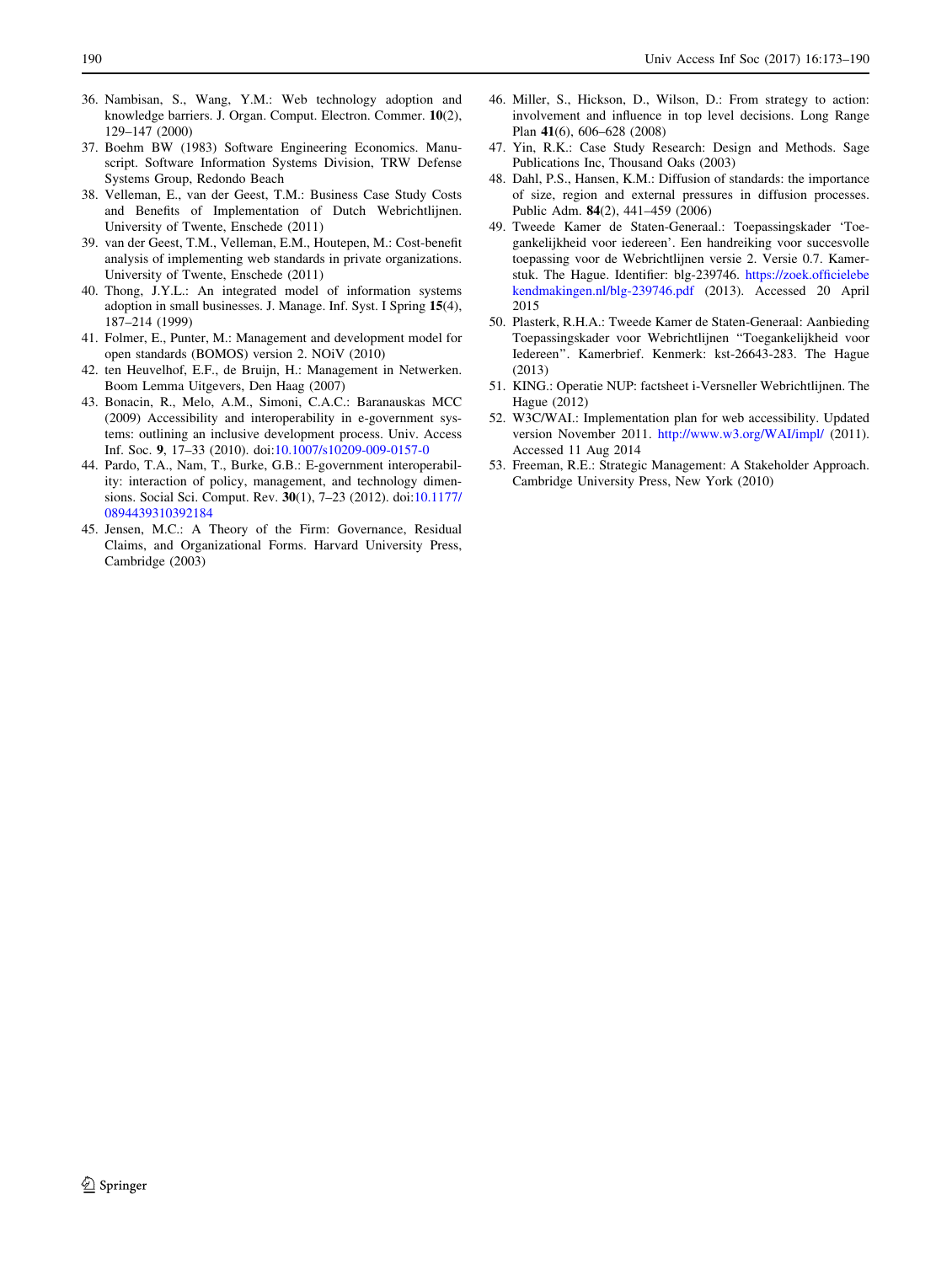36. Nambisan, S., Wang, Y.M.: Web technology adoption and knowledge barriers. J. Organ. Comput. Electron. Commer. **10**(2), 129–147 (2000)
37. Boehm BW (1983) Software Engineering Economics. Manuscript. Software Information Systems Division, TRW Defense Systems Group, Redondo Beach
38. Velleman, E., van der Geest, T.M.: Business Case Study Costs and Benefits of Implementation of Dutch Webrichtlijnen. University of Twente, Enschede (2011)
39. van der Geest, T.M., Velleman, E.M., Houtepen, M.: Cost-benefit analysis of implementing web standards in private organizations. University of Twente, Enschede (2011)
40. Thong, J.Y.L.: An integrated model of information systems adoption in small businesses. J. Manage. Inf. Syst. I Spring **15**(4), 187–214 (1999)
41. Folmer, E., Punter, M.: Management and development model for open standards (BOMOS) version 2. NOiV (2010)
42. ten Heuvelhof, E.F., de Bruijn, H.: Management in Netwerken. Boom Lemma Uitgevers, Den Haag (2007)
43. Bonacin, R., Melo, A.M., Simoni, C.A.C.: Baranauskas MCC (2009) Accessibility and interoperability in e-government systems: outlining an inclusive development process. Univ. Access Inf. Soc. **9**, 17–33 (2010). doi:10.1007/s10209-009-0157-0
44. Pardo, T.A., Nam, T., Burke, G.B.: E-government interoperability: interaction of policy, management, and technology dimensions. Social Sci. Comput. Rev. **30**(1), 7–23 (2012). doi:10.1177/0894439310392184
45. Jensen, M.C.: A Theory of the Firm: Governance, Residual Claims, and Organizational Forms. Harvard University Press, Cambridge (2003)
46. Miller, S., Hickson, D., Wilson, D.: From strategy to action: involvement and influence in top level decisions. Long Range Plan **41**(6), 606–628 (2008)
47. Yin, R.K.: Case Study Research: Design and Methods. Sage Publications Inc, Thousand Oaks (2003)
48. Dahl, P.S., Hansen, K.M.: Diffusion of standards: the importance of size, region and external pressures in diffusion processes. Public Adm. **84**(2), 441–459 (2006)
49. Tweede Kamer de Staten-Generaal.: Toepassingskader 'Toegankelijkheid voor iedereen'. Een handreiking voor succesvolle toepassing voor de Webrichtlijnen versie 2. Versie 0.7. Kamerstuk. The Hague. Identifier: blg-239746. https://zoek.officielebekendmakingen.nl/blg-239746.pdf (2013). Accessed 20 April 2015
50. Plasterk, R.H.A.: Tweede Kamer de Staten-Generaal: Aanbieding Toepassingskader voor Webrichtlijnen "Toegankelijkheid voor Iedereen". Kamerbrief. Kenmerk: kst-26643-283. The Hague (2013)
51. KING.: Operatie NUP: factsheet i-Versneller Webrichtlijnen. The Hague (2012)
52. W3C/WAI.: Implementation plan for web accessibility. Updated version November 2011. http://www.w3.org/WAI/impl/ (2011). Accessed 11 Aug 2014
53. Freeman, R.E.: Strategic Management: A Stakeholder Approach. Cambridge University Press, New York (2010)